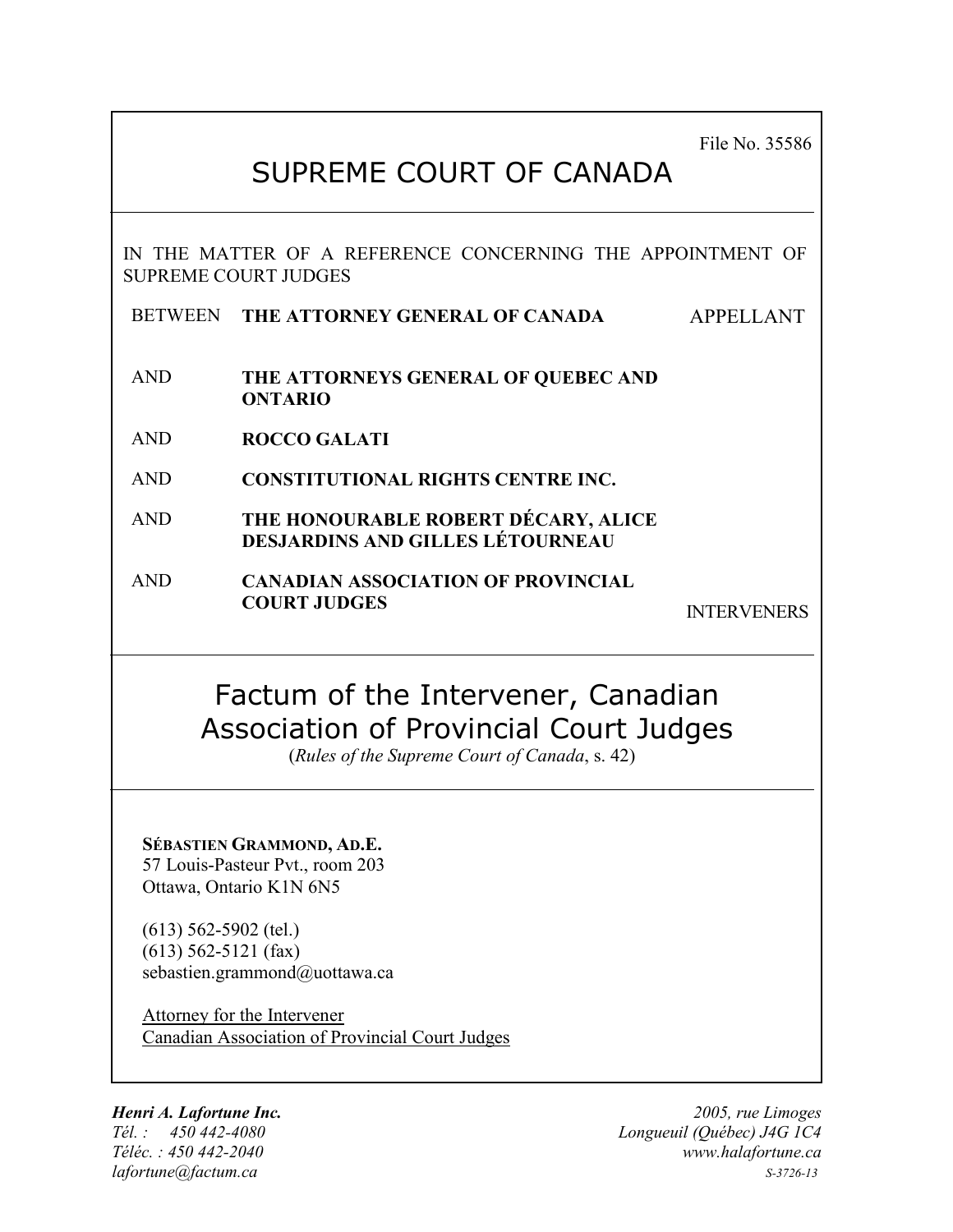File No. 35586

# SUPREME COURT OF CANADA

IN THE MATTER OF A REFERENCE CONCERNING THE APPOINTMENT OF SUPREME COURT JUDGES

BETWEEN **THE ATTORNEY GENERAL OF CANADA** APPELLANT

AND **THE ATTORNEYS GENERAL OF QUEBEC AND ONTARIO**

AND **ROCCO GALATI**

AND **CONSTITUTIONAL RIGHTS CENTRE INC.**

AND **THE HONOURABLE ROBERT DÉCARY, ALICE DESJARDINS AND GILLES LÉTOURNEAU**

AND **CANADIAN ASSOCIATION OF PROVINCIAL COURT JUDGES** INTERVENERS

# Factum of the Intervener, Canadian Association of Provincial Court Judges

(*Rules of the Supreme Court of Canada*, s. 42)

**SÉBASTIEN GRAMMOND, AD.E.**
57 Louis-Pasteur Pvt., room 203
Ottawa, Ontario K1N 6N5

(613) 562-5902 (tel.)
(613) 562-5121 (fax)
sebastien.grammond@uottawa.ca

Attorney for the Intervener
Canadian Association of Provincial Court Judges

***Henri A. Lafortune Inc.***
*Tél. : 450 442-4080*
*Téléc. : 450 442-2040*
*lafortune@factum.ca*

*2005, rue Limoges*
*Longueuil (Québec) J4G 1C4*
*www.halafortune.ca*
*S-3726-13*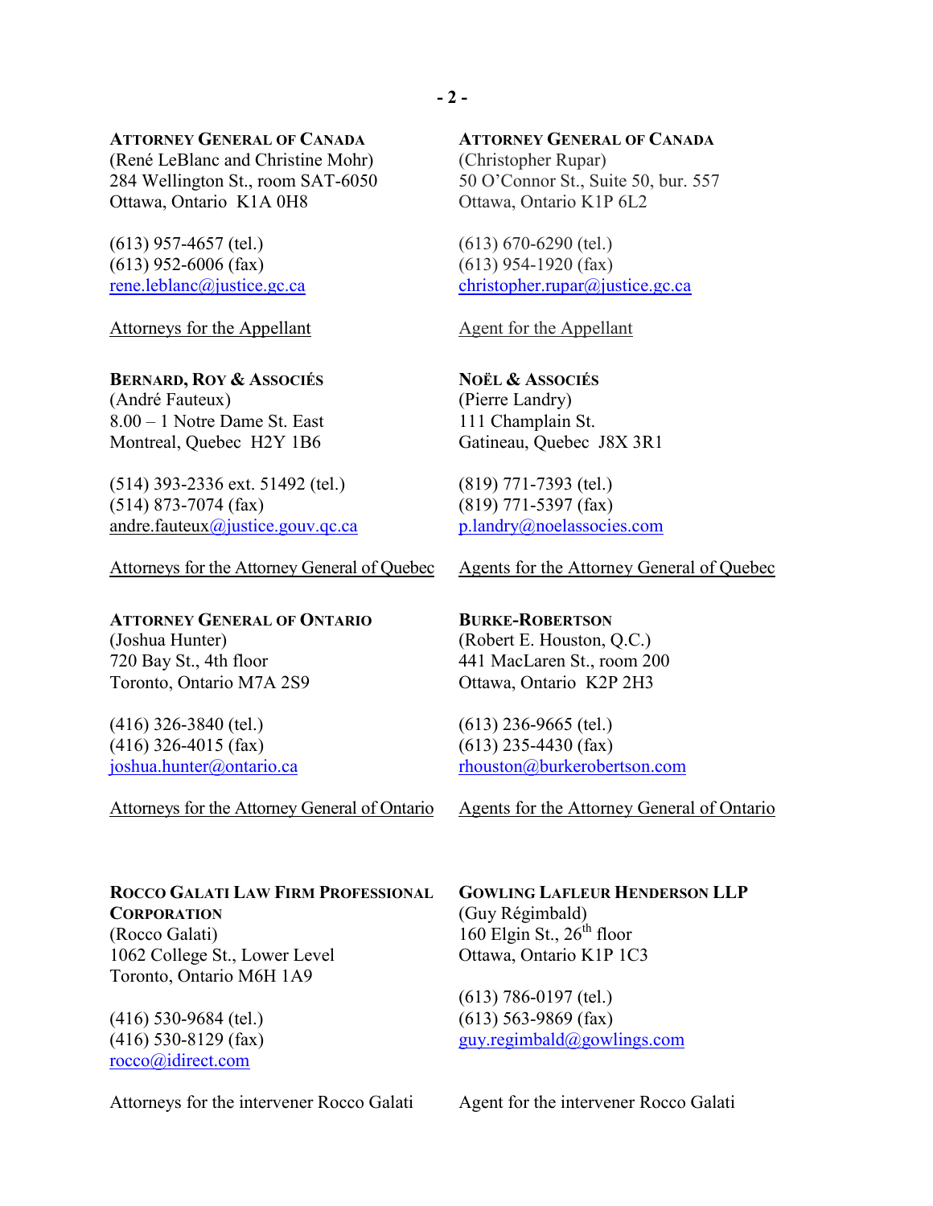**ATTORNEY GENERAL OF CANADA**
(René LeBlanc and Christine Mohr)
284 Wellington St., room SAT-6050
Ottawa, Ontario K1A 0H8

(613) 957-4657 (tel.)
(613) 952-6006 (fax)
rene.leblanc@justice.gc.ca

Attorneys for the Appellant

**ATTORNEY GENERAL OF CANADA**
(Christopher Rupar)
50 O'Connor St., Suite 50, bur. 557
Ottawa, Ontario K1P 6L2

(613) 670-6290 (tel.)
(613) 954-1920 (fax)
christopher.rupar@justice.gc.ca

Agent for the Appellant

**BERNARD, ROY & ASSOCIÉS**
(André Fauteux)
8.00 – 1 Notre Dame St. East
Montreal, Quebec H2Y 1B6

(514) 393-2336 ext. 51492 (tel.)
(514) 873-7074 (fax)
andre.fauteux@justice.gouv.qc.ca

Attorneys for the Attorney General of Quebec

**NOËL & ASSOCIÉS**
(Pierre Landry)
111 Champlain St.
Gatineau, Quebec J8X 3R1

(819) 771-7393 (tel.)
(819) 771-5397 (fax)
p.landry@noelassocies.com

Agents for the Attorney General of Quebec

**ATTORNEY GENERAL OF ONTARIO**
(Joshua Hunter)
720 Bay St., 4th floor
Toronto, Ontario M7A 2S9

(416) 326-3840 (tel.)
(416) 326-4015 (fax)
joshua.hunter@ontario.ca

Attorneys for the Attorney General of Ontario

**BURKE-ROBERTSON**
(Robert E. Houston, Q.C.)
441 MacLaren St., room 200
Ottawa, Ontario K2P 2H3

(613) 236-9665 (tel.)
(613) 235-4430 (fax)
rhouston@burkerobertson.com

Agents for the Attorney General of Ontario

**ROCCO GALATI LAW FIRM PROFESSIONAL CORPORATION**
(Rocco Galati)
1062 College St., Lower Level
Toronto, Ontario M6H 1A9

(416) 530-9684 (tel.)
(416) 530-8129 (fax)
rocco@idirect.com

Attorneys for the intervener Rocco Galati

**GOWLING LAFLEUR HENDERSON LLP**
(Guy Régimbald)
160 Elgin St., 26th floor
Ottawa, Ontario K1P 1C3

(613) 786-0197 (tel.)
(613) 563-9869 (fax)
guy.regimbald@gowlings.com

Agent for the intervener Rocco Galati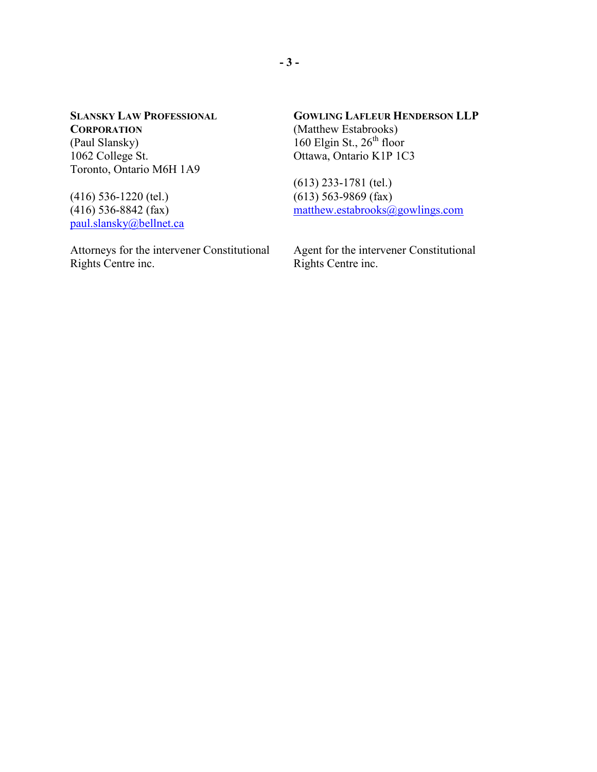**SLANSKY LAW PROFESSIONAL CORPORATION**
(Paul Slansky)
1062 College St.
Toronto, Ontario M6H 1A9

(416) 536-1220 (tel.)
(416) 536-8842 (fax)
paul.slansky@bellnet.ca

Attorneys for the intervener Constitutional Rights Centre inc.

**GOWLING LAFLEUR HENDERSON LLP**
(Matthew Estabrooks)
160 Elgin St., 26th floor
Ottawa, Ontario K1P 1C3

(613) 233-1781 (tel.)
(613) 563-9869 (fax)
matthew.estabrooks@gowlings.com

Agent for the intervener Constitutional Rights Centre inc.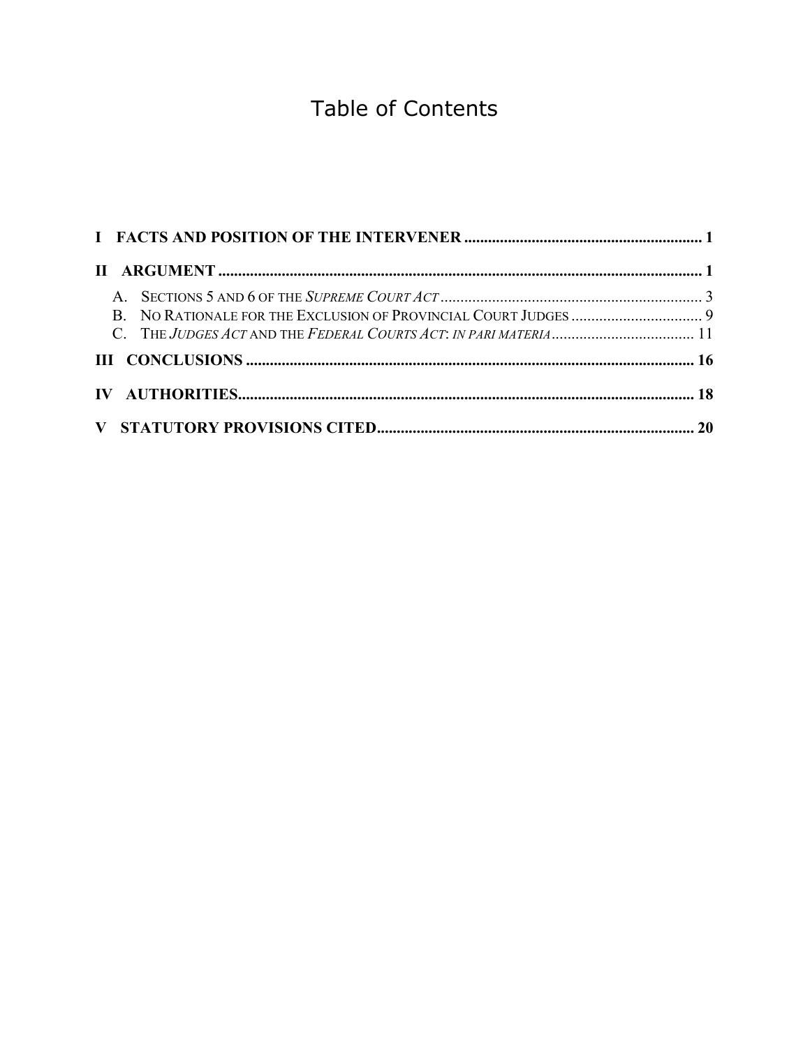# Table of Contents

**I FACTS AND POSITION OF THE INTERVENER ........................................................... 1**

**II ARGUMENT ......................................................................................................................... 1**

A. SECTIONS 5 AND 6 OF THE *SUPREME COURT ACT* .................................................................. 3

B. NO RATIONALE FOR THE EXCLUSION OF PROVINCIAL COURT JUDGES ................................ 9

C. THE *JUDGES ACT* AND THE *FEDERAL COURTS ACT*: *IN PARI MATERIA* .................................... 11

**III CONCLUSIONS ................................................................................................................ 16**

**IV AUTHORITIES.................................................................................................................. 18**

**V STATUTORY PROVISIONS CITED............................................................................... 20**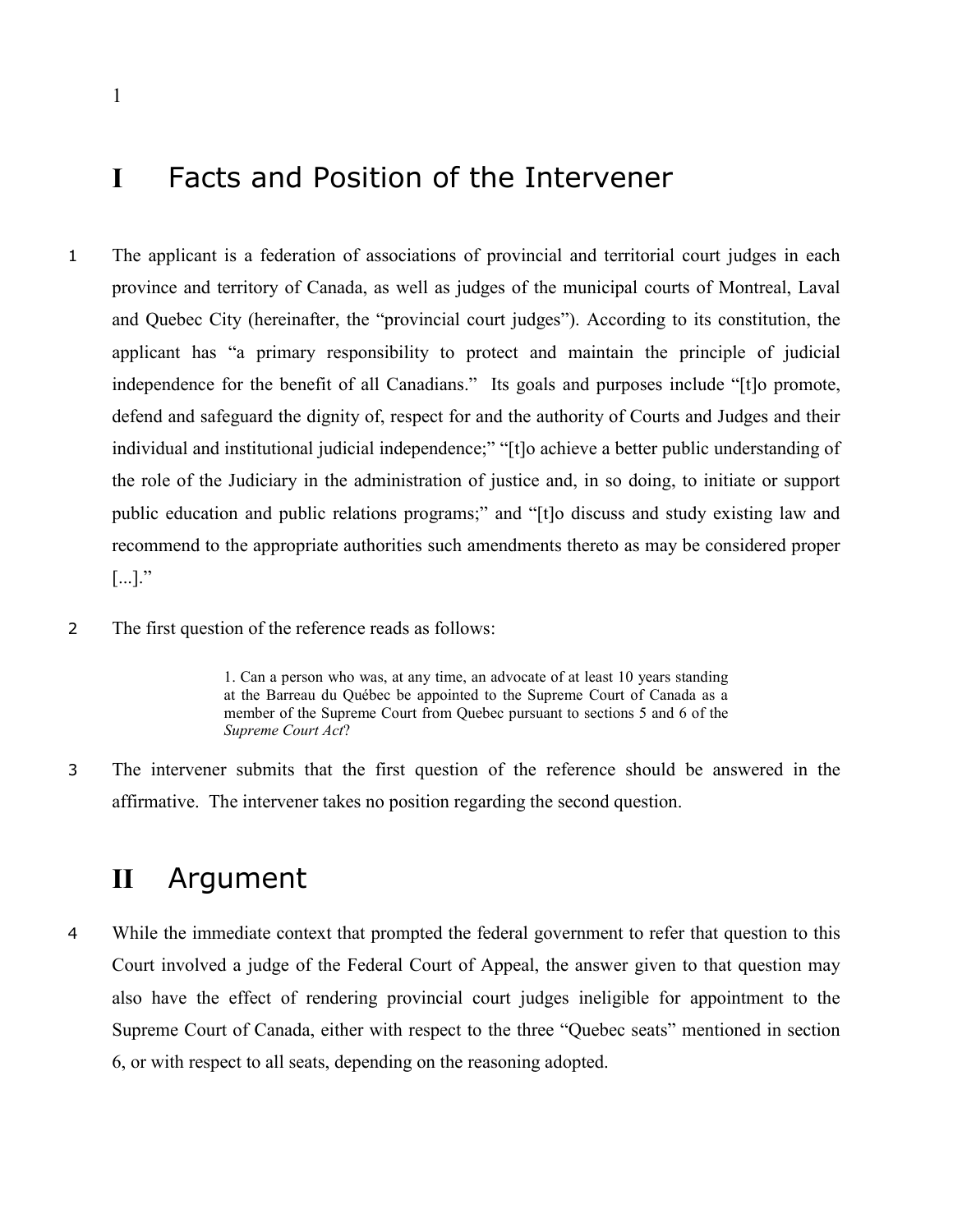# I Facts and Position of the Intervener

1 The applicant is a federation of associations of provincial and territorial court judges in each province and territory of Canada, as well as judges of the municipal courts of Montreal, Laval and Quebec City (hereinafter, the "provincial court judges"). According to its constitution, the applicant has "a primary responsibility to protect and maintain the principle of judicial independence for the benefit of all Canadians." Its goals and purposes include "[t]o promote, defend and safeguard the dignity of, respect for and the authority of Courts and Judges and their individual and institutional judicial independence;" "[t]o achieve a better public understanding of the role of the Judiciary in the administration of justice and, in so doing, to initiate or support public education and public relations programs;" and "[t]o discuss and study existing law and recommend to the appropriate authorities such amendments thereto as may be considered proper [...]."

2 The first question of the reference reads as follows:

> 1. Can a person who was, at any time, an advocate of at least 10 years standing at the Barreau du Québec be appointed to the Supreme Court of Canada as a member of the Supreme Court from Quebec pursuant to sections 5 and 6 of the *Supreme Court Act*?

3 The intervener submits that the first question of the reference should be answered in the affirmative. The intervener takes no position regarding the second question.

# II Argument

4 While the immediate context that prompted the federal government to refer that question to this Court involved a judge of the Federal Court of Appeal, the answer given to that question may also have the effect of rendering provincial court judges ineligible for appointment to the Supreme Court of Canada, either with respect to the three "Quebec seats" mentioned in section 6, or with respect to all seats, depending on the reasoning adopted.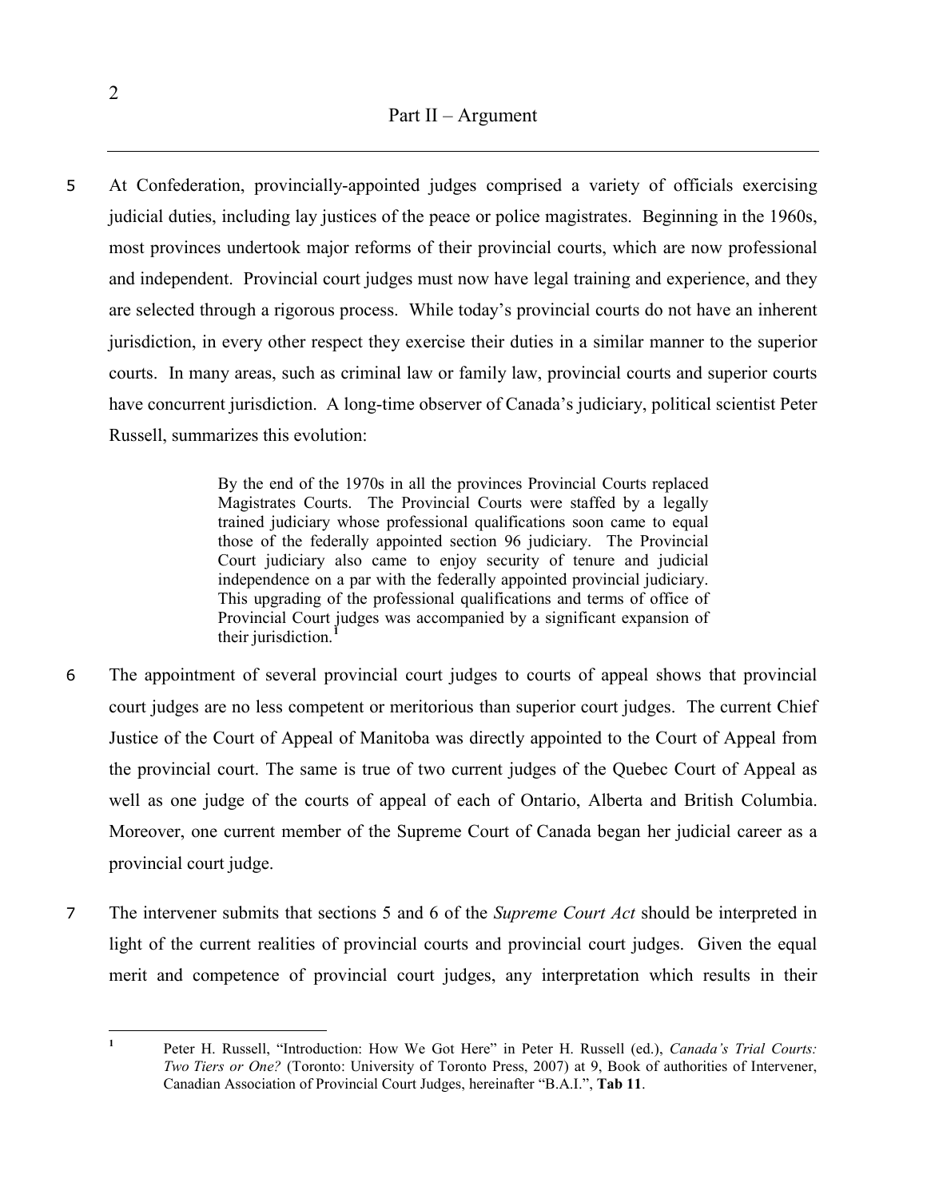## Part II – Argument

5 At Confederation, provincially-appointed judges comprised a variety of officials exercising judicial duties, including lay justices of the peace or police magistrates. Beginning in the 1960s, most provinces undertook major reforms of their provincial courts, which are now professional and independent. Provincial court judges must now have legal training and experience, and they are selected through a rigorous process. While today's provincial courts do not have an inherent jurisdiction, in every other respect they exercise their duties in a similar manner to the superior courts. In many areas, such as criminal law or family law, provincial courts and superior courts have concurrent jurisdiction. A long-time observer of Canada's judiciary, political scientist Peter Russell, summarizes this evolution:

> By the end of the 1970s in all the provinces Provincial Courts replaced Magistrates Courts. The Provincial Courts were staffed by a legally trained judiciary whose professional qualifications soon came to equal those of the federally appointed section 96 judiciary. The Provincial Court judiciary also came to enjoy security of tenure and judicial independence on a par with the federally appointed provincial judiciary. This upgrading of the professional qualifications and terms of office of Provincial Court judges was accompanied by a significant expansion of their jurisdiction.[1]

6 The appointment of several provincial court judges to courts of appeal shows that provincial court judges are no less competent or meritorious than superior court judges. The current Chief Justice of the Court of Appeal of Manitoba was directly appointed to the Court of Appeal from the provincial court. The same is true of two current judges of the Quebec Court of Appeal as well as one judge of the courts of appeal of each of Ontario, Alberta and British Columbia. Moreover, one current member of the Supreme Court of Canada began her judicial career as a provincial court judge.

7 The intervener submits that sections 5 and 6 of the *Supreme Court Act* should be interpreted in light of the current realities of provincial courts and provincial court judges. Given the equal merit and competence of provincial court judges, any interpretation which results in their

---

[1] Peter H. Russell, "Introduction: How We Got Here" in Peter H. Russell (ed.), *Canada's Trial Courts: Two Tiers or One?* (Toronto: University of Toronto Press, 2007) at 9, Book of authorities of Intervener, Canadian Association of Provincial Court Judges, hereinafter "B.A.I.", **Tab 11**.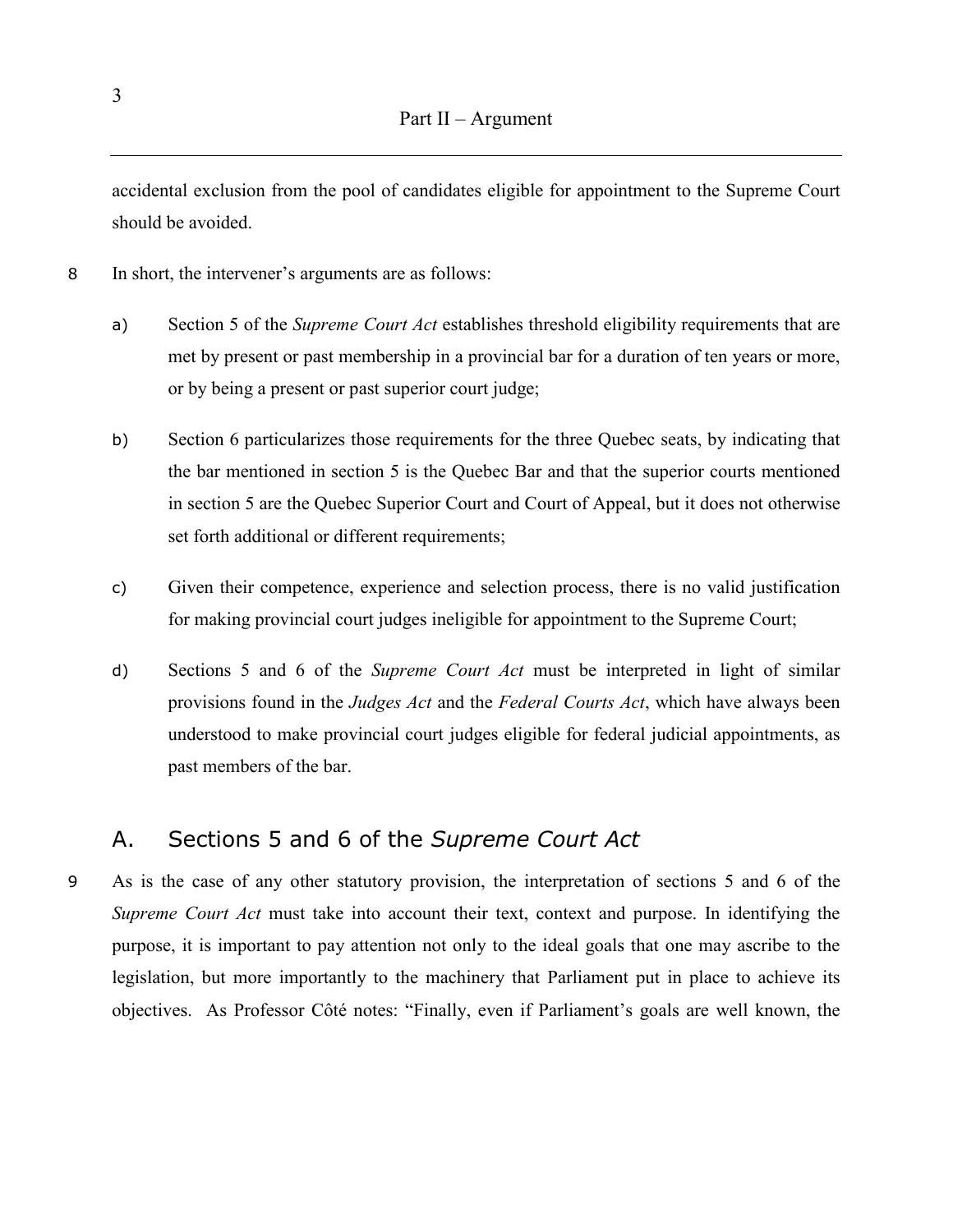accidental exclusion from the pool of candidates eligible for appointment to the Supreme Court should be avoided.

8 In short, the intervener's arguments are as follows:

a) Section 5 of the *Supreme Court Act* establishes threshold eligibility requirements that are met by present or past membership in a provincial bar for a duration of ten years or more, or by being a present or past superior court judge;

b) Section 6 particularizes those requirements for the three Quebec seats, by indicating that the bar mentioned in section 5 is the Quebec Bar and that the superior courts mentioned in section 5 are the Quebec Superior Court and Court of Appeal, but it does not otherwise set forth additional or different requirements;

c) Given their competence, experience and selection process, there is no valid justification for making provincial court judges ineligible for appointment to the Supreme Court;

d) Sections 5 and 6 of the *Supreme Court Act* must be interpreted in light of similar provisions found in the *Judges Act* and the *Federal Courts Act*, which have always been understood to make provincial court judges eligible for federal judicial appointments, as past members of the bar.

## A. Sections 5 and 6 of the *Supreme Court Act*

9 As is the case of any other statutory provision, the interpretation of sections 5 and 6 of the *Supreme Court Act* must take into account their text, context and purpose. In identifying the purpose, it is important to pay attention not only to the ideal goals that one may ascribe to the legislation, but more importantly to the machinery that Parliament put in place to achieve its objectives. As Professor Côté notes: "Finally, even if Parliament's goals are well known, the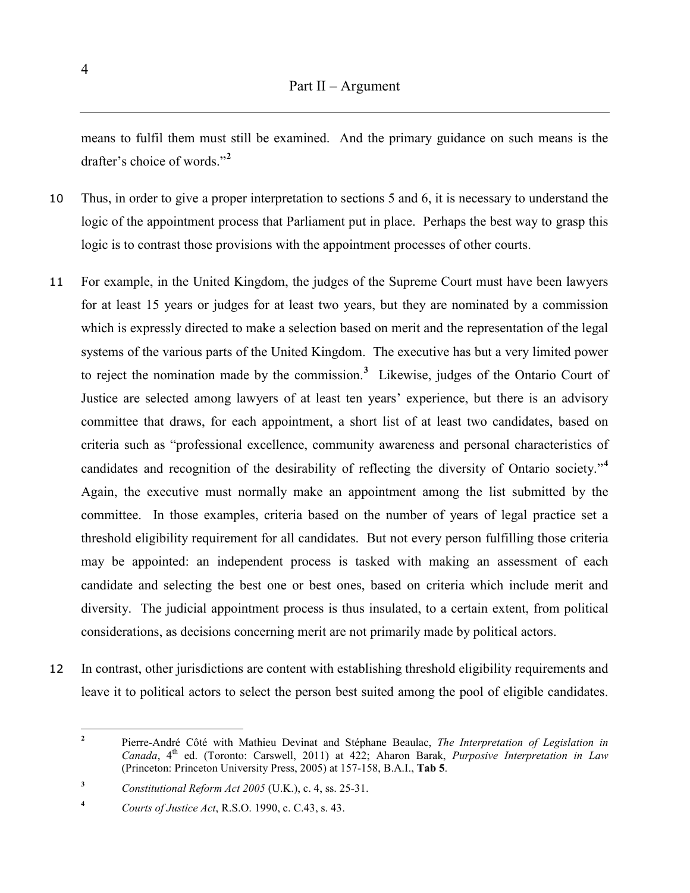means to fulfil them must still be examined. And the primary guidance on such means is the drafter's choice of words."[2]

10 Thus, in order to give a proper interpretation to sections 5 and 6, it is necessary to understand the logic of the appointment process that Parliament put in place. Perhaps the best way to grasp this logic is to contrast those provisions with the appointment processes of other courts.

11 For example, in the United Kingdom, the judges of the Supreme Court must have been lawyers for at least 15 years or judges for at least two years, but they are nominated by a commission which is expressly directed to make a selection based on merit and the representation of the legal systems of the various parts of the United Kingdom. The executive has but a very limited power to reject the nomination made by the commission.[3] Likewise, judges of the Ontario Court of Justice are selected among lawyers of at least ten years' experience, but there is an advisory committee that draws, for each appointment, a short list of at least two candidates, based on criteria such as "professional excellence, community awareness and personal characteristics of candidates and recognition of the desirability of reflecting the diversity of Ontario society."[4] Again, the executive must normally make an appointment among the list submitted by the committee. In those examples, criteria based on the number of years of legal practice set a threshold eligibility requirement for all candidates. But not every person fulfilling those criteria may be appointed: an independent process is tasked with making an assessment of each candidate and selecting the best one or best ones, based on criteria which include merit and diversity. The judicial appointment process is thus insulated, to a certain extent, from political considerations, as decisions concerning merit are not primarily made by political actors.

12 In contrast, other jurisdictions are content with establishing threshold eligibility requirements and leave it to political actors to select the person best suited among the pool of eligible candidates.

---

[2] Pierre-André Côté with Mathieu Devinat and Stéphane Beaulac, *The Interpretation of Legislation in Canada*, 4th ed. (Toronto: Carswell, 2011) at 422; Aharon Barak, *Purposive Interpretation in Law* (Princeton: Princeton University Press, 2005) at 157-158, B.A.I., **Tab 5**.

[3] *Constitutional Reform Act 2005* (U.K.), c. 4, ss. 25-31.

[4] *Courts of Justice Act*, R.S.O. 1990, c. C.43, s. 43.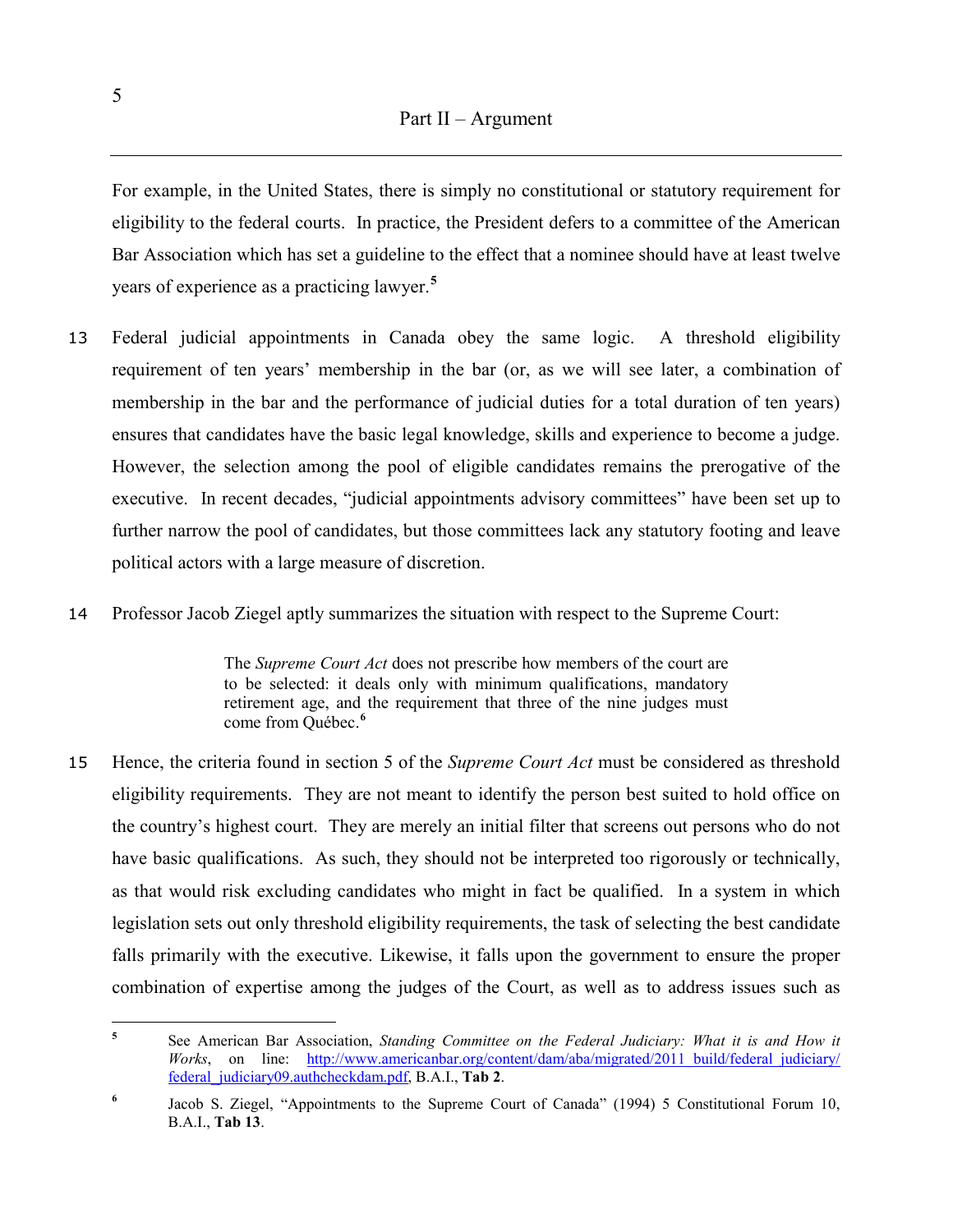For example, in the United States, there is simply no constitutional or statutory requirement for eligibility to the federal courts. In practice, the President defers to a committee of the American Bar Association which has set a guideline to the effect that a nominee should have at least twelve years of experience as a practicing lawyer.[5]

13 Federal judicial appointments in Canada obey the same logic. A threshold eligibility requirement of ten years' membership in the bar (or, as we will see later, a combination of membership in the bar and the performance of judicial duties for a total duration of ten years) ensures that candidates have the basic legal knowledge, skills and experience to become a judge. However, the selection among the pool of eligible candidates remains the prerogative of the executive. In recent decades, "judicial appointments advisory committees" have been set up to further narrow the pool of candidates, but those committees lack any statutory footing and leave political actors with a large measure of discretion.

14 Professor Jacob Ziegel aptly summarizes the situation with respect to the Supreme Court:

> The *Supreme Court Act* does not prescribe how members of the court are to be selected: it deals only with minimum qualifications, mandatory retirement age, and the requirement that three of the nine judges must come from Québec.[6]

15 Hence, the criteria found in section 5 of the *Supreme Court Act* must be considered as threshold eligibility requirements. They are not meant to identify the person best suited to hold office on the country's highest court. They are merely an initial filter that screens out persons who do not have basic qualifications. As such, they should not be interpreted too rigorously or technically, as that would risk excluding candidates who might in fact be qualified. In a system in which legislation sets out only threshold eligibility requirements, the task of selecting the best candidate falls primarily with the executive. Likewise, it falls upon the government to ensure the proper combination of expertise among the judges of the Court, as well as to address issues such as

---

[5] See American Bar Association, *Standing Committee on the Federal Judiciary: What it is and How it Works*, on line: http://www.americanbar.org/content/dam/aba/migrated/2011_build/federal_judiciary/federal_judiciary09.authcheckdam.pdf, B.A.I., **Tab 2**.

[6] Jacob S. Ziegel, "Appointments to the Supreme Court of Canada" (1994) 5 Constitutional Forum 10, B.A.I., **Tab 13**.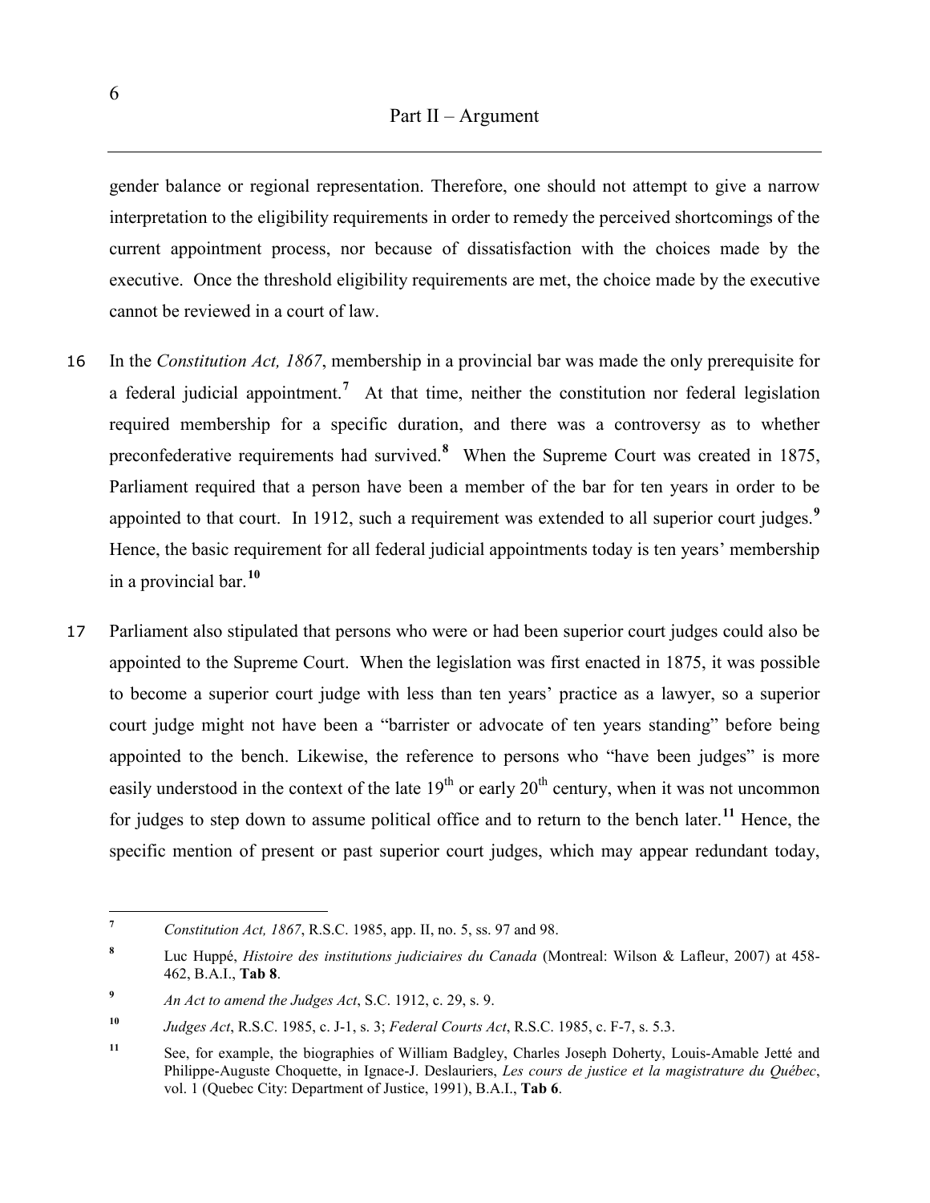gender balance or regional representation. Therefore, one should not attempt to give a narrow interpretation to the eligibility requirements in order to remedy the perceived shortcomings of the current appointment process, nor because of dissatisfaction with the choices made by the executive. Once the threshold eligibility requirements are met, the choice made by the executive cannot be reviewed in a court of law.

16 In the *Constitution Act, 1867*, membership in a provincial bar was made the only prerequisite for a federal judicial appointment.[7] At that time, neither the constitution nor federal legislation required membership for a specific duration, and there was a controversy as to whether preconfederative requirements had survived.[8] When the Supreme Court was created in 1875, Parliament required that a person have been a member of the bar for ten years in order to be appointed to that court. In 1912, such a requirement was extended to all superior court judges.[9] Hence, the basic requirement for all federal judicial appointments today is ten years' membership in a provincial bar.[10]

17 Parliament also stipulated that persons who were or had been superior court judges could also be appointed to the Supreme Court. When the legislation was first enacted in 1875, it was possible to become a superior court judge with less than ten years' practice as a lawyer, so a superior court judge might not have been a "barrister or advocate of ten years standing" before being appointed to the bench. Likewise, the reference to persons who "have been judges" is more easily understood in the context of the late 19th or early 20th century, when it was not uncommon for judges to step down to assume political office and to return to the bench later.[11] Hence, the specific mention of present or past superior court judges, which may appear redundant today,

---

[7] *Constitution Act, 1867*, R.S.C. 1985, app. II, no. 5, ss. 97 and 98.

[8] Luc Huppé, *Histoire des institutions judiciaires du Canada* (Montreal: Wilson & Lafleur, 2007) at 458-462, B.A.I., **Tab 8**.

[9] *An Act to amend the Judges Act*, S.C. 1912, c. 29, s. 9.

[10] *Judges Act*, R.S.C. 1985, c. J-1, s. 3; *Federal Courts Act*, R.S.C. 1985, c. F-7, s. 5.3.

[11] See, for example, the biographies of William Badgley, Charles Joseph Doherty, Louis-Amable Jetté and Philippe-Auguste Choquette, in Ignace-J. Deslauriers, *Les cours de justice et la magistrature du Québec*, vol. 1 (Quebec City: Department of Justice, 1991), B.A.I., **Tab 6**.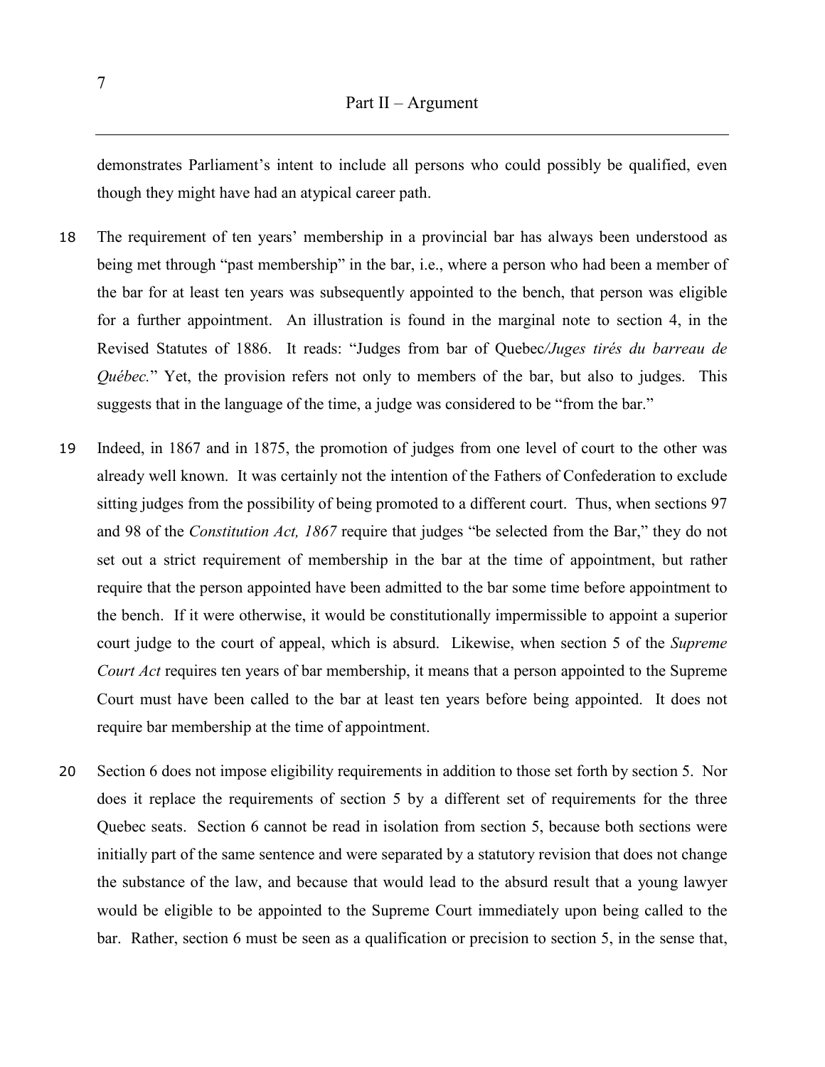demonstrates Parliament's intent to include all persons who could possibly be qualified, even though they might have had an atypical career path.

18 The requirement of ten years' membership in a provincial bar has always been understood as being met through "past membership" in the bar, i.e., where a person who had been a member of the bar for at least ten years was subsequently appointed to the bench, that person was eligible for a further appointment. An illustration is found in the marginal note to section 4, in the Revised Statutes of 1886. It reads: "Judges from bar of Quebec*/Juges tirés du barreau de Québec.*" Yet, the provision refers not only to members of the bar, but also to judges. This suggests that in the language of the time, a judge was considered to be "from the bar."

19 Indeed, in 1867 and in 1875, the promotion of judges from one level of court to the other was already well known. It was certainly not the intention of the Fathers of Confederation to exclude sitting judges from the possibility of being promoted to a different court. Thus, when sections 97 and 98 of the *Constitution Act, 1867* require that judges "be selected from the Bar," they do not set out a strict requirement of membership in the bar at the time of appointment, but rather require that the person appointed have been admitted to the bar some time before appointment to the bench. If it were otherwise, it would be constitutionally impermissible to appoint a superior court judge to the court of appeal, which is absurd. Likewise, when section 5 of the *Supreme Court Act* requires ten years of bar membership, it means that a person appointed to the Supreme Court must have been called to the bar at least ten years before being appointed. It does not require bar membership at the time of appointment.

20 Section 6 does not impose eligibility requirements in addition to those set forth by section 5. Nor does it replace the requirements of section 5 by a different set of requirements for the three Quebec seats. Section 6 cannot be read in isolation from section 5, because both sections were initially part of the same sentence and were separated by a statutory revision that does not change the substance of the law, and because that would lead to the absurd result that a young lawyer would be eligible to be appointed to the Supreme Court immediately upon being called to the bar. Rather, section 6 must be seen as a qualification or precision to section 5, in the sense that,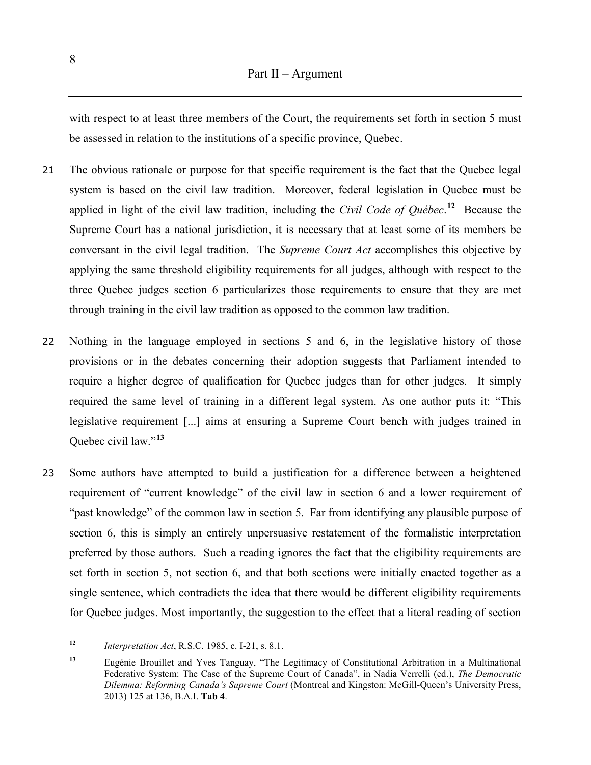with respect to at least three members of the Court, the requirements set forth in section 5 must be assessed in relation to the institutions of a specific province, Quebec.

21 The obvious rationale or purpose for that specific requirement is the fact that the Quebec legal system is based on the civil law tradition. Moreover, federal legislation in Quebec must be applied in light of the civil law tradition, including the *Civil Code of Québec*.[12] Because the Supreme Court has a national jurisdiction, it is necessary that at least some of its members be conversant in the civil legal tradition. The *Supreme Court Act* accomplishes this objective by applying the same threshold eligibility requirements for all judges, although with respect to the three Quebec judges section 6 particularizes those requirements to ensure that they are met through training in the civil law tradition as opposed to the common law tradition.

22 Nothing in the language employed in sections 5 and 6, in the legislative history of those provisions or in the debates concerning their adoption suggests that Parliament intended to require a higher degree of qualification for Quebec judges than for other judges. It simply required the same level of training in a different legal system. As one author puts it: "This legislative requirement [...] aims at ensuring a Supreme Court bench with judges trained in Quebec civil law."[13]

23 Some authors have attempted to build a justification for a difference between a heightened requirement of "current knowledge" of the civil law in section 6 and a lower requirement of "past knowledge" of the common law in section 5. Far from identifying any plausible purpose of section 6, this is simply an entirely unpersuasive restatement of the formalistic interpretation preferred by those authors. Such a reading ignores the fact that the eligibility requirements are set forth in section 5, not section 6, and that both sections were initially enacted together as a single sentence, which contradicts the idea that there would be different eligibility requirements for Quebec judges. Most importantly, the suggestion to the effect that a literal reading of section

---

[12] *Interpretation Act*, R.S.C. 1985, c. I-21, s. 8.1.

[13] Eugénie Brouillet and Yves Tanguay, "The Legitimacy of Constitutional Arbitration in a Multinational Federative System: The Case of the Supreme Court of Canada", in Nadia Verrelli (ed.), *The Democratic Dilemma: Reforming Canada's Supreme Court* (Montreal and Kingston: McGill-Queen's University Press, 2013) 125 at 136, B.A.I. **Tab 4**.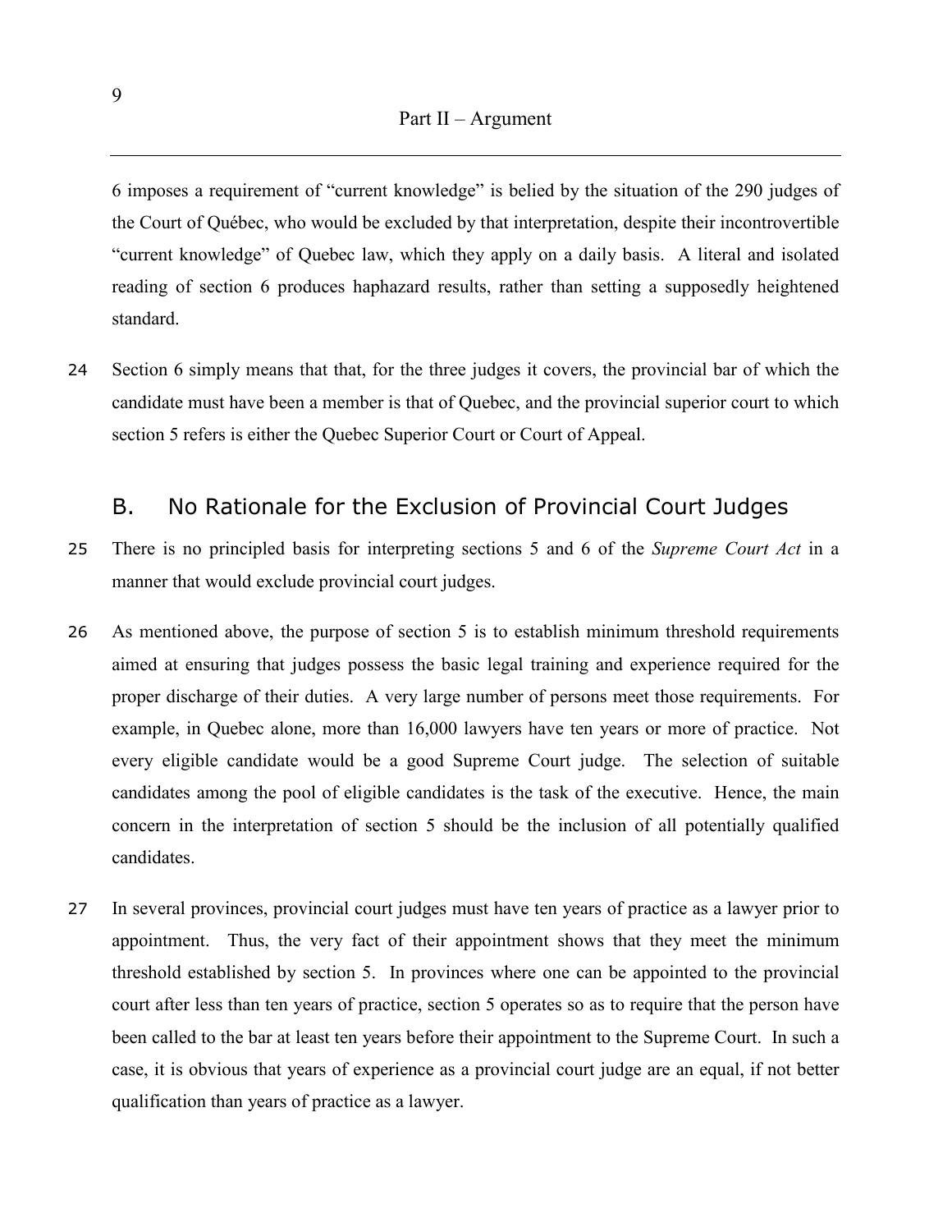6 imposes a requirement of "current knowledge" is belied by the situation of the 290 judges of the Court of Québec, who would be excluded by that interpretation, despite their incontrovertible "current knowledge" of Quebec law, which they apply on a daily basis. A literal and isolated reading of section 6 produces haphazard results, rather than setting a supposedly heightened standard.

24 Section 6 simply means that that, for the three judges it covers, the provincial bar of which the candidate must have been a member is that of Quebec, and the provincial superior court to which section 5 refers is either the Quebec Superior Court or Court of Appeal.

## B. No Rationale for the Exclusion of Provincial Court Judges

25 There is no principled basis for interpreting sections 5 and 6 of the *Supreme Court Act* in a manner that would exclude provincial court judges.

26 As mentioned above, the purpose of section 5 is to establish minimum threshold requirements aimed at ensuring that judges possess the basic legal training and experience required for the proper discharge of their duties. A very large number of persons meet those requirements. For example, in Quebec alone, more than 16,000 lawyers have ten years or more of practice. Not every eligible candidate would be a good Supreme Court judge. The selection of suitable candidates among the pool of eligible candidates is the task of the executive. Hence, the main concern in the interpretation of section 5 should be the inclusion of all potentially qualified candidates.

27 In several provinces, provincial court judges must have ten years of practice as a lawyer prior to appointment. Thus, the very fact of their appointment shows that they meet the minimum threshold established by section 5. In provinces where one can be appointed to the provincial court after less than ten years of practice, section 5 operates so as to require that the person have been called to the bar at least ten years before their appointment to the Supreme Court. In such a case, it is obvious that years of experience as a provincial court judge are an equal, if not better qualification than years of practice as a lawyer.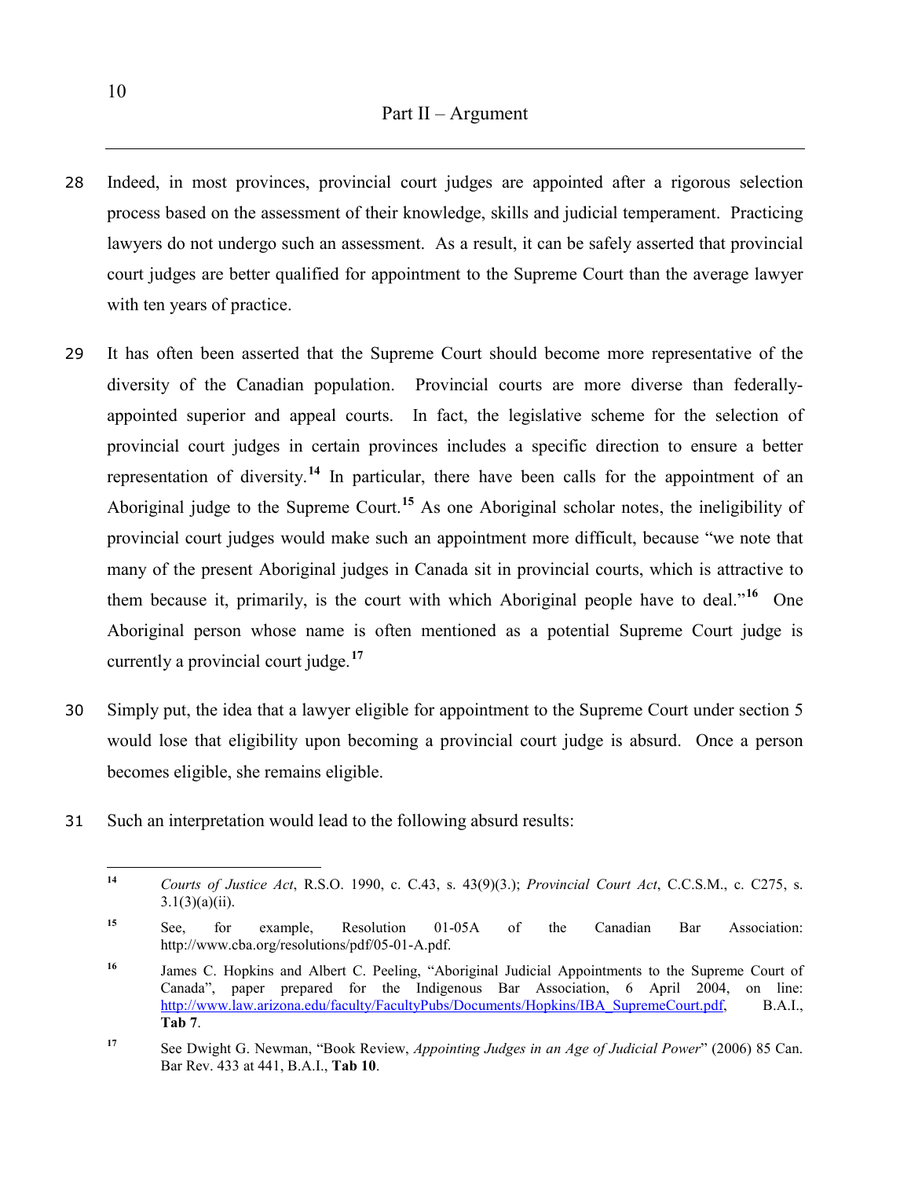28 Indeed, in most provinces, provincial court judges are appointed after a rigorous selection process based on the assessment of their knowledge, skills and judicial temperament. Practicing lawyers do not undergo such an assessment. As a result, it can be safely asserted that provincial court judges are better qualified for appointment to the Supreme Court than the average lawyer with ten years of practice.

29 It has often been asserted that the Supreme Court should become more representative of the diversity of the Canadian population. Provincial courts are more diverse than federally-appointed superior and appeal courts. In fact, the legislative scheme for the selection of provincial court judges in certain provinces includes a specific direction to ensure a better representation of diversity.[14] In particular, there have been calls for the appointment of an Aboriginal judge to the Supreme Court.[15] As one Aboriginal scholar notes, the ineligibility of provincial court judges would make such an appointment more difficult, because "we note that many of the present Aboriginal judges in Canada sit in provincial courts, which is attractive to them because it, primarily, is the court with which Aboriginal people have to deal."[16] One Aboriginal person whose name is often mentioned as a potential Supreme Court judge is currently a provincial court judge.[17]

30 Simply put, the idea that a lawyer eligible for appointment to the Supreme Court under section 5 would lose that eligibility upon becoming a provincial court judge is absurd. Once a person becomes eligible, she remains eligible.

31 Such an interpretation would lead to the following absurd results:

---

[14] *Courts of Justice Act*, R.S.O. 1990, c. C.43, s. 43(9)(3.); *Provincial Court Act*, C.C.S.M., c. C275, s. 3.1(3)(a)(ii).

[15] See, for example, Resolution 01-05A of the Canadian Bar Association: http://www.cba.org/resolutions/pdf/05-01-A.pdf.

[16] James C. Hopkins and Albert C. Peeling, "Aboriginal Judicial Appointments to the Supreme Court of Canada", paper prepared for the Indigenous Bar Association, 6 April 2004, on line: http://www.law.arizona.edu/faculty/FacultyPubs/Documents/Hopkins/IBA_SupremeCourt.pdf, B.A.I., **Tab 7**.

[17] See Dwight G. Newman, "Book Review, *Appointing Judges in an Age of Judicial Power*" (2006) 85 Can. Bar Rev. 433 at 441, B.A.I., **Tab 10**.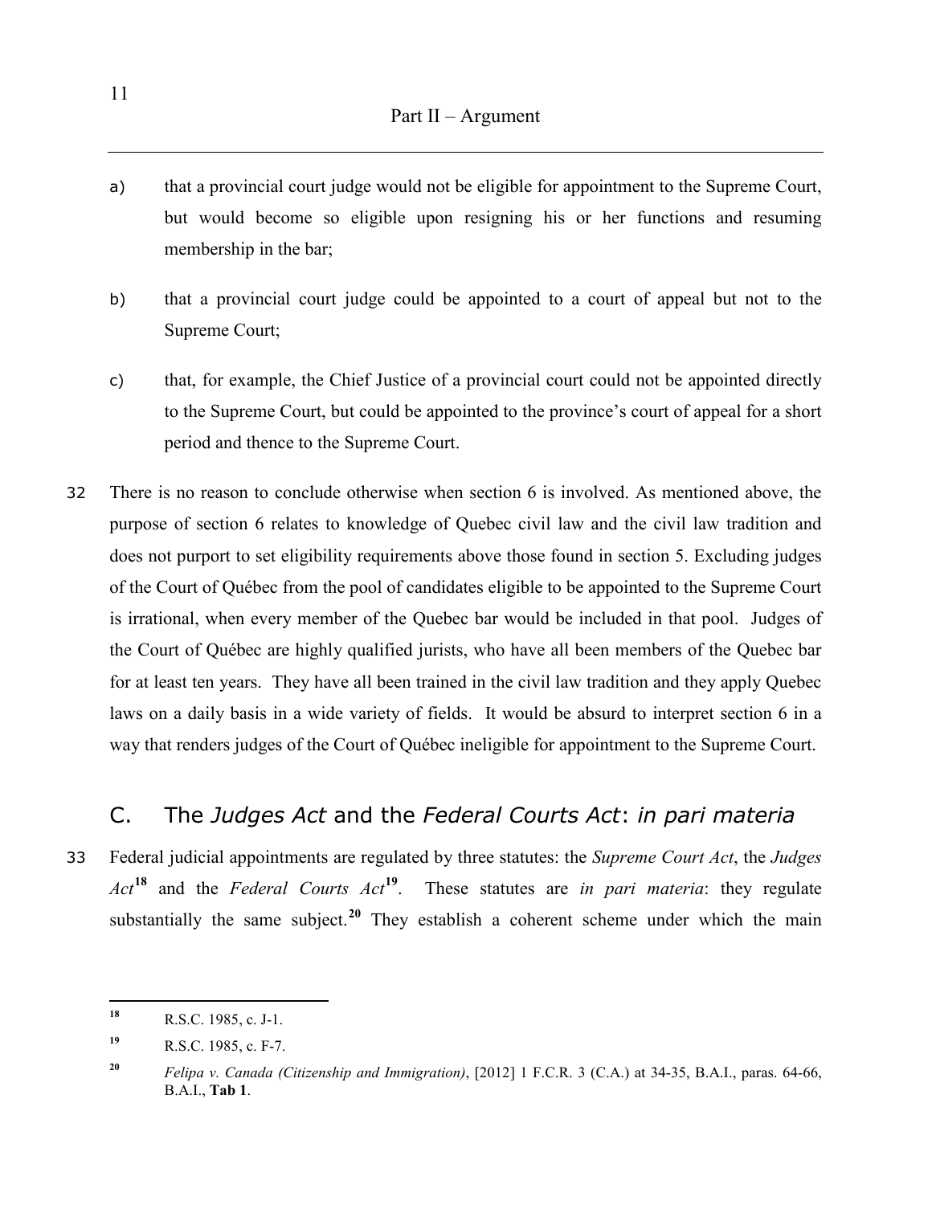a) that a provincial court judge would not be eligible for appointment to the Supreme Court, but would become so eligible upon resigning his or her functions and resuming membership in the bar;

b) that a provincial court judge could be appointed to a court of appeal but not to the Supreme Court;

c) that, for example, the Chief Justice of a provincial court could not be appointed directly to the Supreme Court, but could be appointed to the province's court of appeal for a short period and thence to the Supreme Court.

32 There is no reason to conclude otherwise when section 6 is involved. As mentioned above, the purpose of section 6 relates to knowledge of Quebec civil law and the civil law tradition and does not purport to set eligibility requirements above those found in section 5. Excluding judges of the Court of Québec from the pool of candidates eligible to be appointed to the Supreme Court is irrational, when every member of the Quebec bar would be included in that pool. Judges of the Court of Québec are highly qualified jurists, who have all been members of the Quebec bar for at least ten years. They have all been trained in the civil law tradition and they apply Quebec laws on a daily basis in a wide variety of fields. It would be absurd to interpret section 6 in a way that renders judges of the Court of Québec ineligible for appointment to the Supreme Court.

## C. The *Judges Act* and the *Federal Courts Act*: *in pari materia*

33 Federal judicial appointments are regulated by three statutes: the *Supreme Court Act*, the *Judges Act*[18] and the *Federal Courts Act*[19]. These statutes are *in pari materia*: they regulate substantially the same subject.[20] They establish a coherent scheme under which the main

---

[18] R.S.C. 1985, c. J-1.

[19] R.S.C. 1985, c. F-7.

[20] *Felipa v. Canada (Citizenship and Immigration)*, [2012] 1 F.C.R. 3 (C.A.) at 34-35, B.A.I., paras. 64-66, B.A.I., **Tab 1**.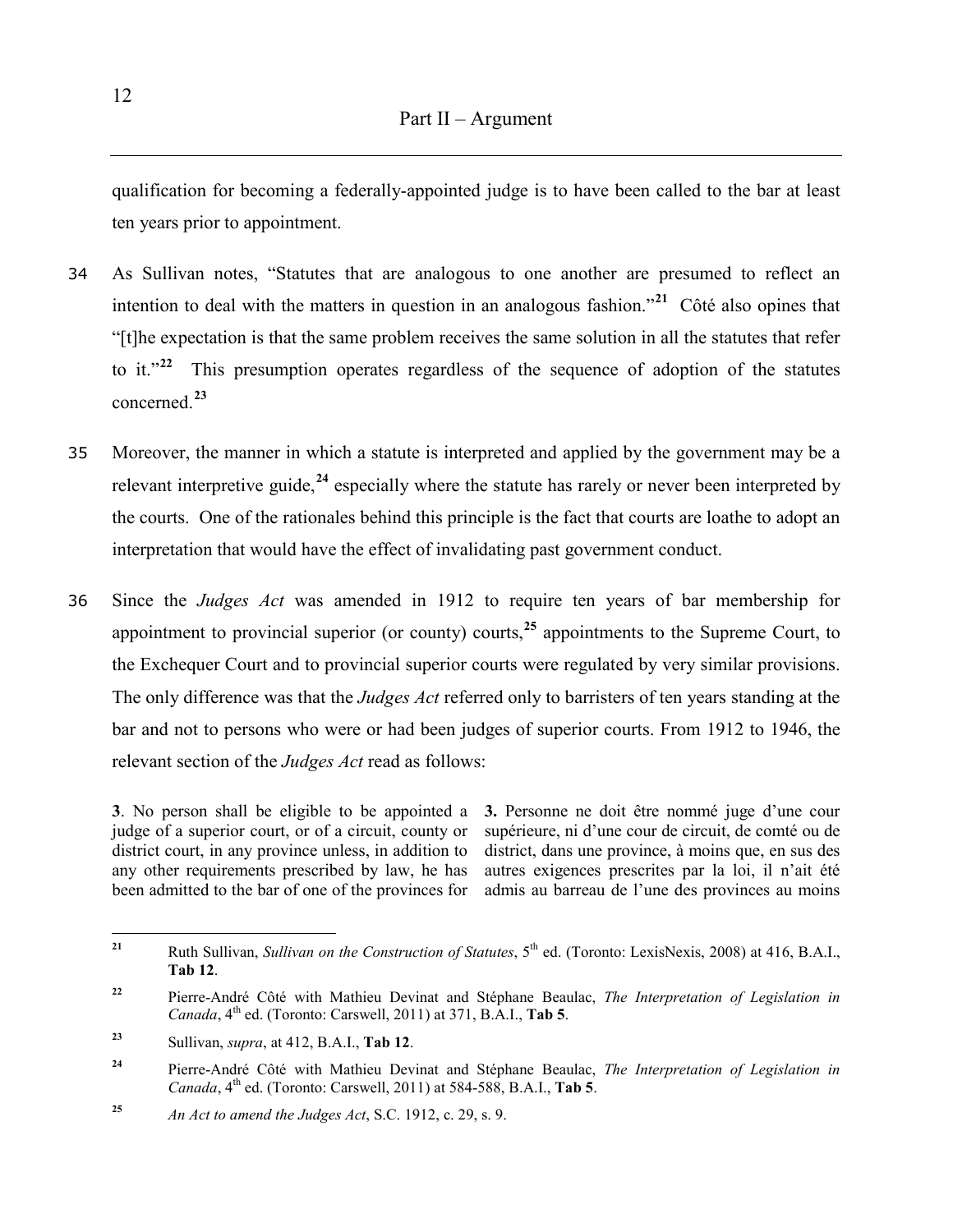qualification for becoming a federally-appointed judge is to have been called to the bar at least ten years prior to appointment.

34 As Sullivan notes, "Statutes that are analogous to one another are presumed to reflect an intention to deal with the matters in question in an analogous fashion."[21] Côté also opines that "[t]he expectation is that the same problem receives the same solution in all the statutes that refer to it."[22] This presumption operates regardless of the sequence of adoption of the statutes concerned.[23]

35 Moreover, the manner in which a statute is interpreted and applied by the government may be a relevant interpretive guide,[24] especially where the statute has rarely or never been interpreted by the courts. One of the rationales behind this principle is the fact that courts are loathe to adopt an interpretation that would have the effect of invalidating past government conduct.

36 Since the *Judges Act* was amended in 1912 to require ten years of bar membership for appointment to provincial superior (or county) courts,[25] appointments to the Supreme Court, to the Exchequer Court and to provincial superior courts were regulated by very similar provisions. The only difference was that the *Judges Act* referred only to barristers of ten years standing at the bar and not to persons who were or had been judges of superior courts. From 1912 to 1946, the relevant section of the *Judges Act* read as follows:

| | |
|---|---|
| **3**. No person shall be eligible to be appointed a judge of a superior court, or of a circuit, county or district court, in any province unless, in addition to any other requirements prescribed by law, he has been admitted to the bar of one of the provinces for | **3.** Personne ne doit être nommé juge d'une cour supérieure, ni d'une cour de circuit, de comté ou de district, dans une province, à moins que, en sus des autres exigences prescrites par la loi, il n'ait été admis au barreau de l'une des provinces au moins |

[21] Ruth Sullivan, *Sullivan on the Construction of Statutes*, 5th ed. (Toronto: LexisNexis, 2008) at 416, B.A.I., **Tab 12**.

[22] Pierre-André Côté with Mathieu Devinat and Stéphane Beaulac, *The Interpretation of Legislation in Canada*, 4th ed. (Toronto: Carswell, 2011) at 371, B.A.I., **Tab 5**.

[23] Sullivan, *supra*, at 412, B.A.I., **Tab 12**.

[24] Pierre-André Côté with Mathieu Devinat and Stéphane Beaulac, *The Interpretation of Legislation in Canada*, 4th ed. (Toronto: Carswell, 2011) at 584-588, B.A.I., **Tab 5**.

[25] *An Act to amend the Judges Act*, S.C. 1912, c. 29, s. 9.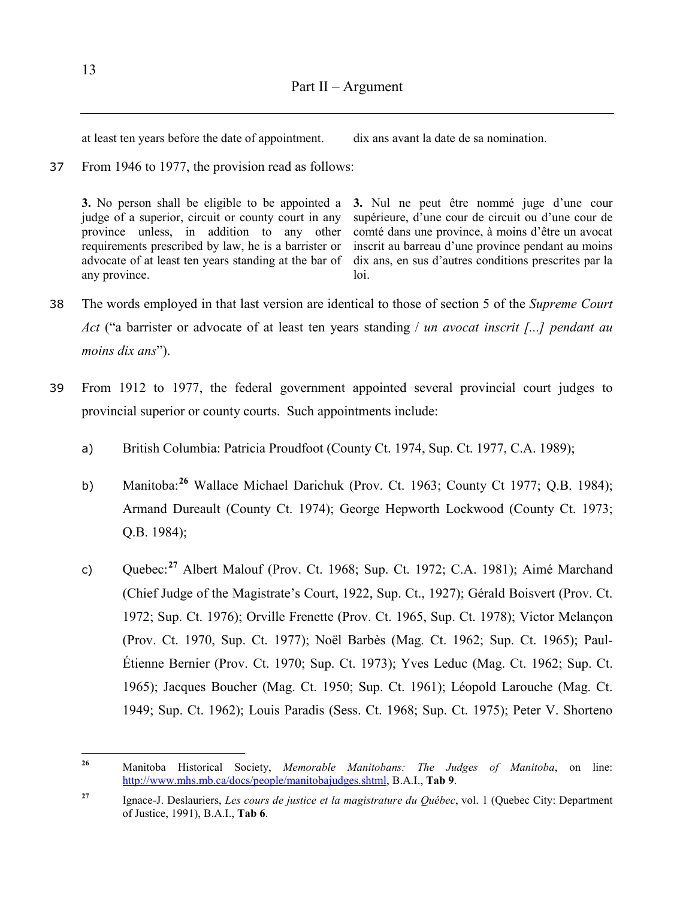| at least ten years before the date of appointment. | dix ans avant la date de sa nomination. |
|---|---|

37 From 1946 to 1977, the provision read as follows:

| **3.** No person shall be eligible to be appointed a judge of a superior, circuit or county court in any province unless, in addition to any other requirements prescribed by law, he is a barrister or advocate of at least ten years standing at the bar of any province. | **3.** Nul ne peut être nommé juge d'une cour supérieure, d'une cour de circuit ou d'une cour de comté dans une province, à moins d'être un avocat inscrit au barreau d'une province pendant au moins dix ans, en sus d'autres conditions prescrites par la loi. |
|---|---|

38 The words employed in that last version are identical to those of section 5 of the *Supreme Court Act* ("a barrister or advocate of at least ten years standing / *un avocat inscrit [...] pendant au moins dix ans*").

39 From 1912 to 1977, the federal government appointed several provincial court judges to provincial superior or county courts. Such appointments include:

a) British Columbia: Patricia Proudfoot (County Ct. 1974, Sup. Ct. 1977, C.A. 1989);

b) Manitoba:[26] Wallace Michael Darichuk (Prov. Ct. 1963; County Ct 1977; Q.B. 1984); Armand Dureault (County Ct. 1974); George Hepworth Lockwood (County Ct. 1973; Q.B. 1984);

c) Quebec:[27] Albert Malouf (Prov. Ct. 1968; Sup. Ct. 1972; C.A. 1981); Aimé Marchand (Chief Judge of the Magistrate's Court, 1922, Sup. Ct., 1927); Gérald Boisvert (Prov. Ct. 1972; Sup. Ct. 1976); Orville Frenette (Prov. Ct. 1965, Sup. Ct. 1978); Victor Melançon (Prov. Ct. 1970, Sup. Ct. 1977); Noël Barbès (Mag. Ct. 1962; Sup. Ct. 1965); Paul-Étienne Bernier (Prov. Ct. 1970; Sup. Ct. 1973); Yves Leduc (Mag. Ct. 1962; Sup. Ct. 1965); Jacques Boucher (Mag. Ct. 1950; Sup. Ct. 1961); Léopold Larouche (Mag. Ct. 1949; Sup. Ct. 1962); Louis Paradis (Sess. Ct. 1968; Sup. Ct. 1975); Peter V. Shorteno

---

[26] Manitoba Historical Society, *Memorable Manitobans: The Judges of Manitoba*, on line: http://www.mhs.mb.ca/docs/people/manitobajudges.shtml, B.A.I., **Tab 9**.

[27] Ignace-J. Deslauriers, *Les cours de justice et la magistrature du Québec*, vol. 1 (Quebec City: Department of Justice, 1991), B.A.I., **Tab 6**.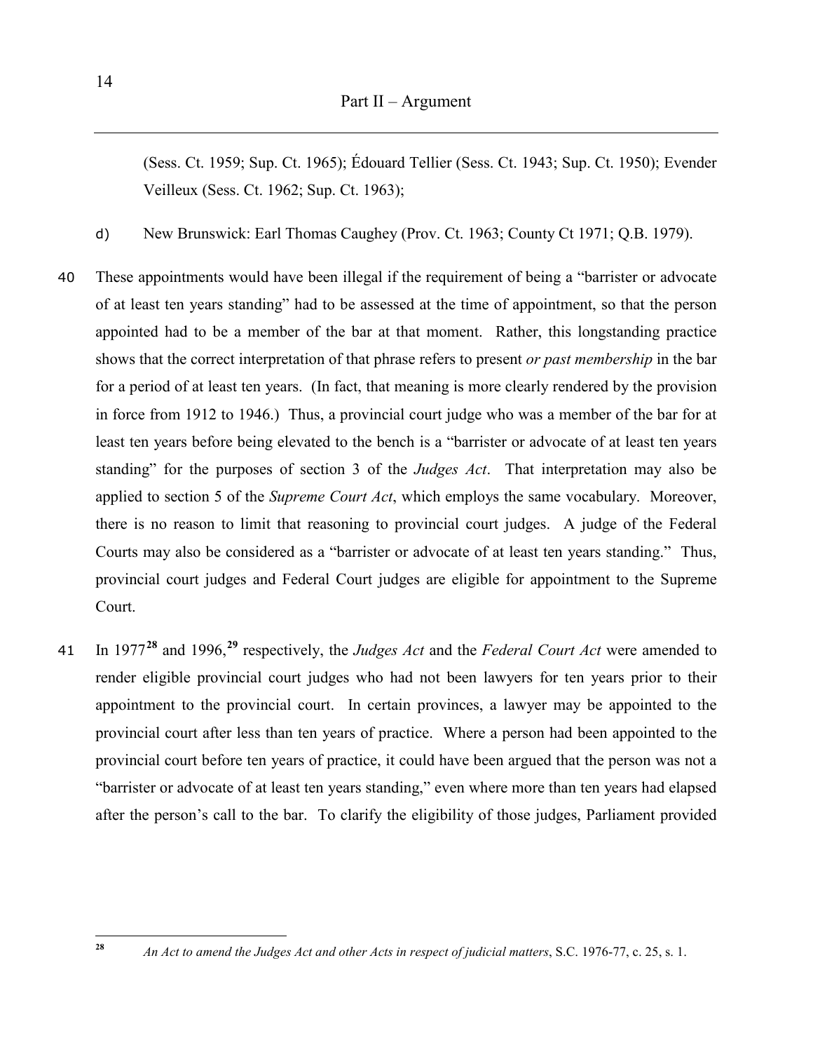(Sess. Ct. 1959; Sup. Ct. 1965); Édouard Tellier (Sess. Ct. 1943; Sup. Ct. 1950); Evender Veilleux (Sess. Ct. 1962; Sup. Ct. 1963);

d) New Brunswick: Earl Thomas Caughey (Prov. Ct. 1963; County Ct 1971; Q.B. 1979).

40 These appointments would have been illegal if the requirement of being a "barrister or advocate of at least ten years standing" had to be assessed at the time of appointment, so that the person appointed had to be a member of the bar at that moment. Rather, this longstanding practice shows that the correct interpretation of that phrase refers to present *or past membership* in the bar for a period of at least ten years. (In fact, that meaning is more clearly rendered by the provision in force from 1912 to 1946.) Thus, a provincial court judge who was a member of the bar for at least ten years before being elevated to the bench is a "barrister or advocate of at least ten years standing" for the purposes of section 3 of the *Judges Act*. That interpretation may also be applied to section 5 of the *Supreme Court Act*, which employs the same vocabulary. Moreover, there is no reason to limit that reasoning to provincial court judges. A judge of the Federal Courts may also be considered as a "barrister or advocate of at least ten years standing." Thus, provincial court judges and Federal Court judges are eligible for appointment to the Supreme Court.

41 In 1977[28] and 1996,[29] respectively, the *Judges Act* and the *Federal Court Act* were amended to render eligible provincial court judges who had not been lawyers for ten years prior to their appointment to the provincial court. In certain provinces, a lawyer may be appointed to the provincial court after less than ten years of practice. Where a person had been appointed to the provincial court before ten years of practice, it could have been argued that the person was not a "barrister or advocate of at least ten years standing," even where more than ten years had elapsed after the person's call to the bar. To clarify the eligibility of those judges, Parliament provided

---

[28] *An Act to amend the Judges Act and other Acts in respect of judicial matters*, S.C. 1976-77, c. 25, s. 1.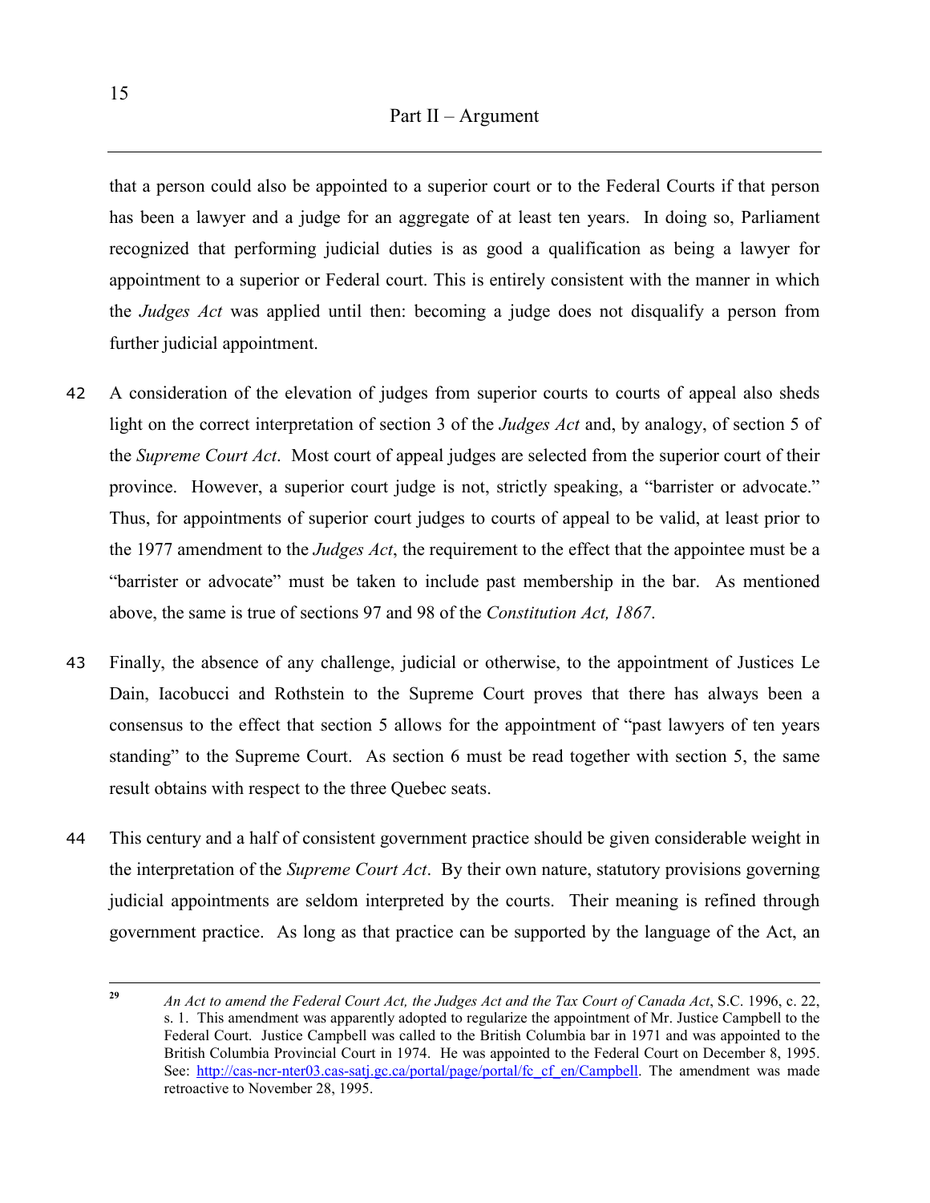that a person could also be appointed to a superior court or to the Federal Courts if that person has been a lawyer and a judge for an aggregate of at least ten years. In doing so, Parliament recognized that performing judicial duties is as good a qualification as being a lawyer for appointment to a superior or Federal court. This is entirely consistent with the manner in which the *Judges Act* was applied until then: becoming a judge does not disqualify a person from further judicial appointment.

42 A consideration of the elevation of judges from superior courts to courts of appeal also sheds light on the correct interpretation of section 3 of the *Judges Act* and, by analogy, of section 5 of the *Supreme Court Act*. Most court of appeal judges are selected from the superior court of their province. However, a superior court judge is not, strictly speaking, a "barrister or advocate." Thus, for appointments of superior court judges to courts of appeal to be valid, at least prior to the 1977 amendment to the *Judges Act*, the requirement to the effect that the appointee must be a "barrister or advocate" must be taken to include past membership in the bar. As mentioned above, the same is true of sections 97 and 98 of the *Constitution Act, 1867*.

43 Finally, the absence of any challenge, judicial or otherwise, to the appointment of Justices Le Dain, Iacobucci and Rothstein to the Supreme Court proves that there has always been a consensus to the effect that section 5 allows for the appointment of "past lawyers of ten years standing" to the Supreme Court. As section 6 must be read together with section 5, the same result obtains with respect to the three Quebec seats.

44 This century and a half of consistent government practice should be given considerable weight in the interpretation of the *Supreme Court Act*. By their own nature, statutory provisions governing judicial appointments are seldom interpreted by the courts. Their meaning is refined through government practice. As long as that practice can be supported by the language of the Act, an

---

[29] *An Act to amend the Federal Court Act, the Judges Act and the Tax Court of Canada Act*, S.C. 1996, c. 22, s. 1. This amendment was apparently adopted to regularize the appointment of Mr. Justice Campbell to the Federal Court. Justice Campbell was called to the British Columbia bar in 1971 and was appointed to the British Columbia Provincial Court in 1974. He was appointed to the Federal Court on December 8, 1995. See: http://cas-ncr-nter03.cas-satj.gc.ca/portal/page/portal/fc_cf_en/Campbell. The amendment was made retroactive to November 28, 1995.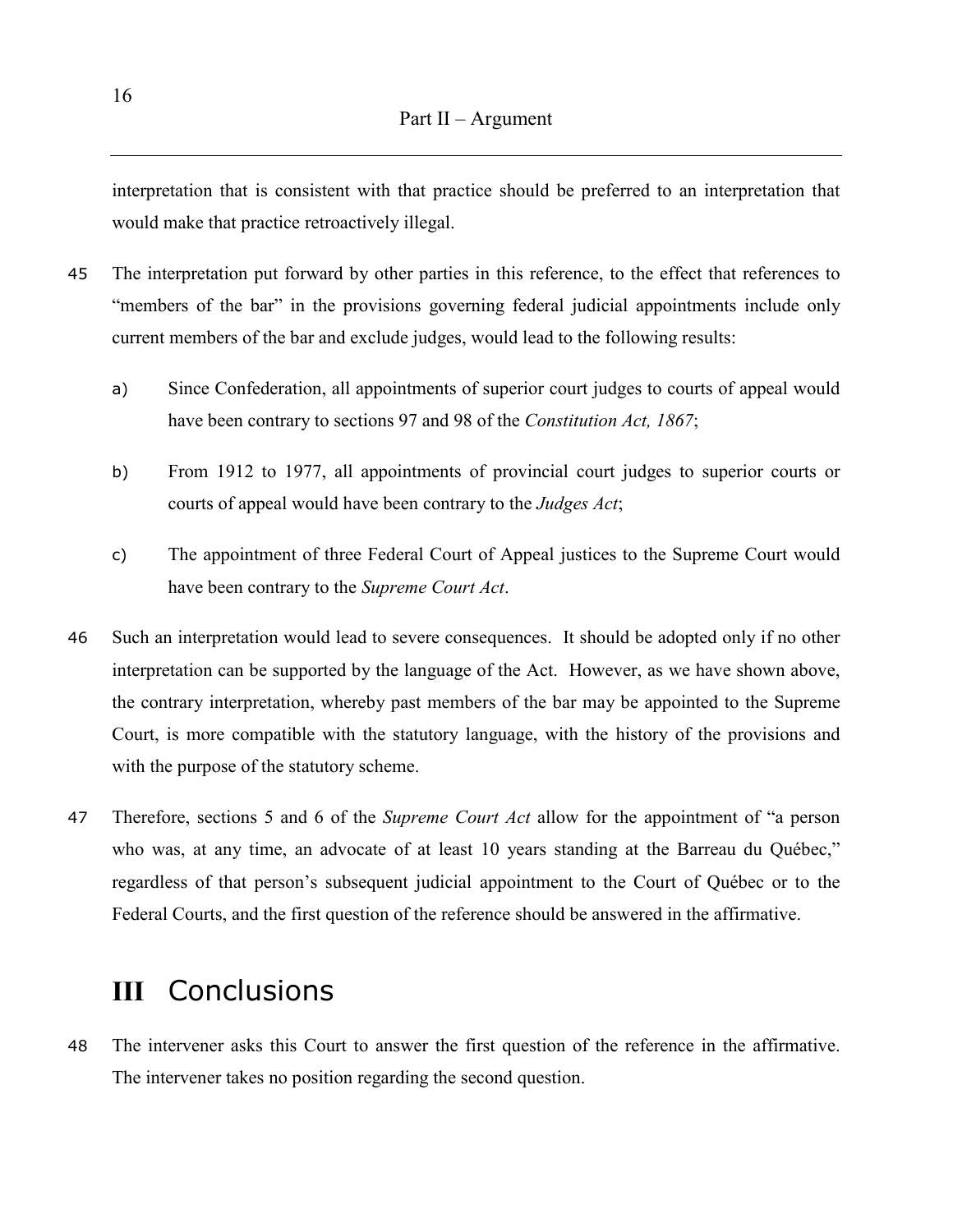interpretation that is consistent with that practice should be preferred to an interpretation that would make that practice retroactively illegal.

45 The interpretation put forward by other parties in this reference, to the effect that references to "members of the bar" in the provisions governing federal judicial appointments include only current members of the bar and exclude judges, would lead to the following results:

a) Since Confederation, all appointments of superior court judges to courts of appeal would have been contrary to sections 97 and 98 of the *Constitution Act, 1867*;

b) From 1912 to 1977, all appointments of provincial court judges to superior courts or courts of appeal would have been contrary to the *Judges Act*;

c) The appointment of three Federal Court of Appeal justices to the Supreme Court would have been contrary to the *Supreme Court Act*.

46 Such an interpretation would lead to severe consequences. It should be adopted only if no other interpretation can be supported by the language of the Act. However, as we have shown above, the contrary interpretation, whereby past members of the bar may be appointed to the Supreme Court, is more compatible with the statutory language, with the history of the provisions and with the purpose of the statutory scheme.

47 Therefore, sections 5 and 6 of the *Supreme Court Act* allow for the appointment of "a person who was, at any time, an advocate of at least 10 years standing at the Barreau du Québec," regardless of that person's subsequent judicial appointment to the Court of Québec or to the Federal Courts, and the first question of the reference should be answered in the affirmative.

# III Conclusions

48 The intervener asks this Court to answer the first question of the reference in the affirmative. The intervener takes no position regarding the second question.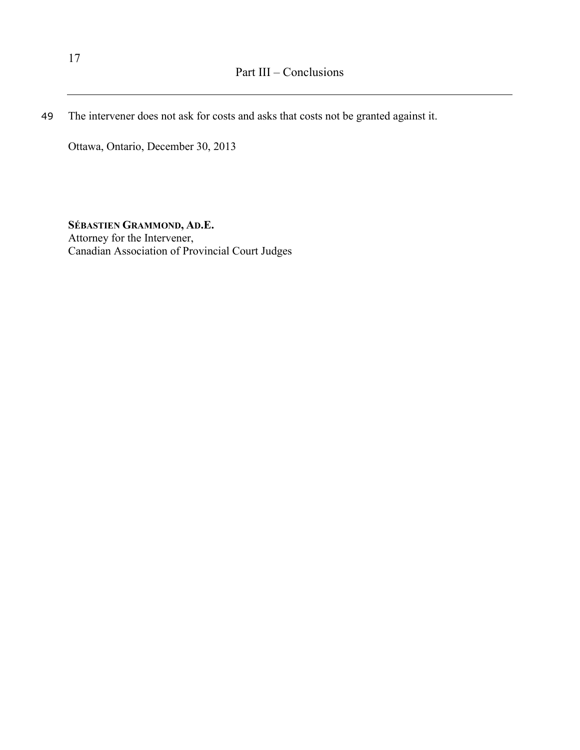## Part III – Conclusions

49 The intervener does not ask for costs and asks that costs not be granted against it.

Ottawa, Ontario, December 30, 2013

**SÉBASTIEN GRAMMOND, AD.E.**
Attorney for the Intervener,
Canadian Association of Provincial Court Judges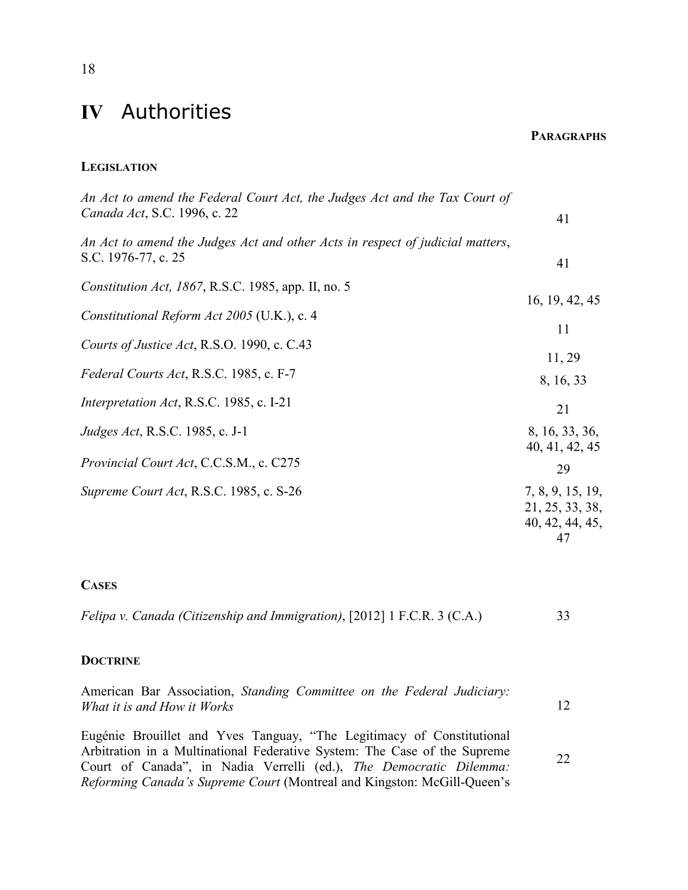# IV Authorities

| | **PARAGRAPHS** |
|---|---|
| **LEGISLATION** | |
| *An Act to amend the Federal Court Act, the Judges Act and the Tax Court of Canada Act*, S.C. 1996, c. 22 | 41 |
| *An Act to amend the Judges Act and other Acts in respect of judicial matters*, S.C. 1976-77, c. 25 | 41 |
| *Constitution Act, 1867*, R.S.C. 1985, app. II, no. 5 | 16, 19, 42, 45 |
| *Constitutional Reform Act 2005* (U.K.), c. 4 | 11 |
| *Courts of Justice Act*, R.S.O. 1990, c. C.43 | 11, 29 |
| *Federal Courts Act*, R.S.C. 1985, c. F-7 | 8, 16, 33 |
| *Interpretation Act*, R.S.C. 1985, c. I-21 | 21 |
| *Judges Act*, R.S.C. 1985, c. J-1 | 8, 16, 33, 36, 40, 41, 42, 45 |
| *Provincial Court Act*, C.C.S.M., c. C275 | 29 |
| *Supreme Court Act*, R.S.C. 1985, c. S-26 | 7, 8, 9, 15, 19, 21, 25, 33, 38, 40, 42, 44, 45, 47 |
| **CASES** | |
| *Felipa v. Canada (Citizenship and Immigration)*, [2012] 1 F.C.R. 3 (C.A.) | 33 |
| **DOCTRINE** | |
| American Bar Association, *Standing Committee on the Federal Judiciary: What it is and How it Works* | 12 |
| Eugénie Brouillet and Yves Tanguay, "The Legitimacy of Constitutional Arbitration in a Multinational Federative System: The Case of the Supreme Court of Canada", in Nadia Verrelli (ed.), *The Democratic Dilemma: Reforming Canada's Supreme Court* (Montreal and Kingston: McGill-Queen's | 22 |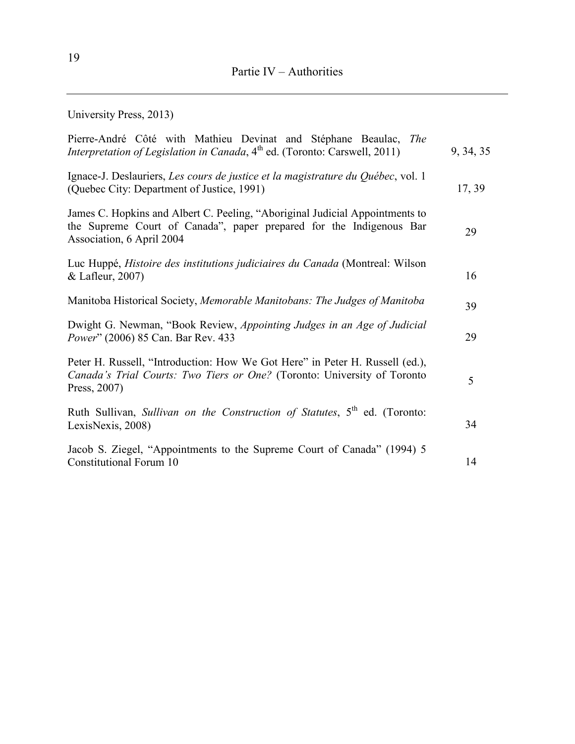University Press, 2013)

| | |
|---|---|
| Pierre-André Côté with Mathieu Devinat and Stéphane Beaulac, *The Interpretation of Legislation in Canada*, 4th ed. (Toronto: Carswell, 2011) | 9, 34, 35 |
| Ignace-J. Deslauriers, *Les cours de justice et la magistrature du Québec*, vol. 1 (Quebec City: Department of Justice, 1991) | 17, 39 |
| James C. Hopkins and Albert C. Peeling, "Aboriginal Judicial Appointments to the Supreme Court of Canada", paper prepared for the Indigenous Bar Association, 6 April 2004 | 29 |
| Luc Huppé, *Histoire des institutions judiciaires du Canada* (Montreal: Wilson & Lafleur, 2007) | 16 |
| Manitoba Historical Society, *Memorable Manitobans: The Judges of Manitoba* | 39 |
| Dwight G. Newman, "Book Review, *Appointing Judges in an Age of Judicial Power*" (2006) 85 Can. Bar Rev. 433 | 29 |
| Peter H. Russell, "Introduction: How We Got Here" in Peter H. Russell (ed.), *Canada's Trial Courts: Two Tiers or One?* (Toronto: University of Toronto Press, 2007) | 5 |
| Ruth Sullivan, *Sullivan on the Construction of Statutes*, 5th ed. (Toronto: LexisNexis, 2008) | 34 |
| Jacob S. Ziegel, "Appointments to the Supreme Court of Canada" (1994) 5 Constitutional Forum 10 | 14 |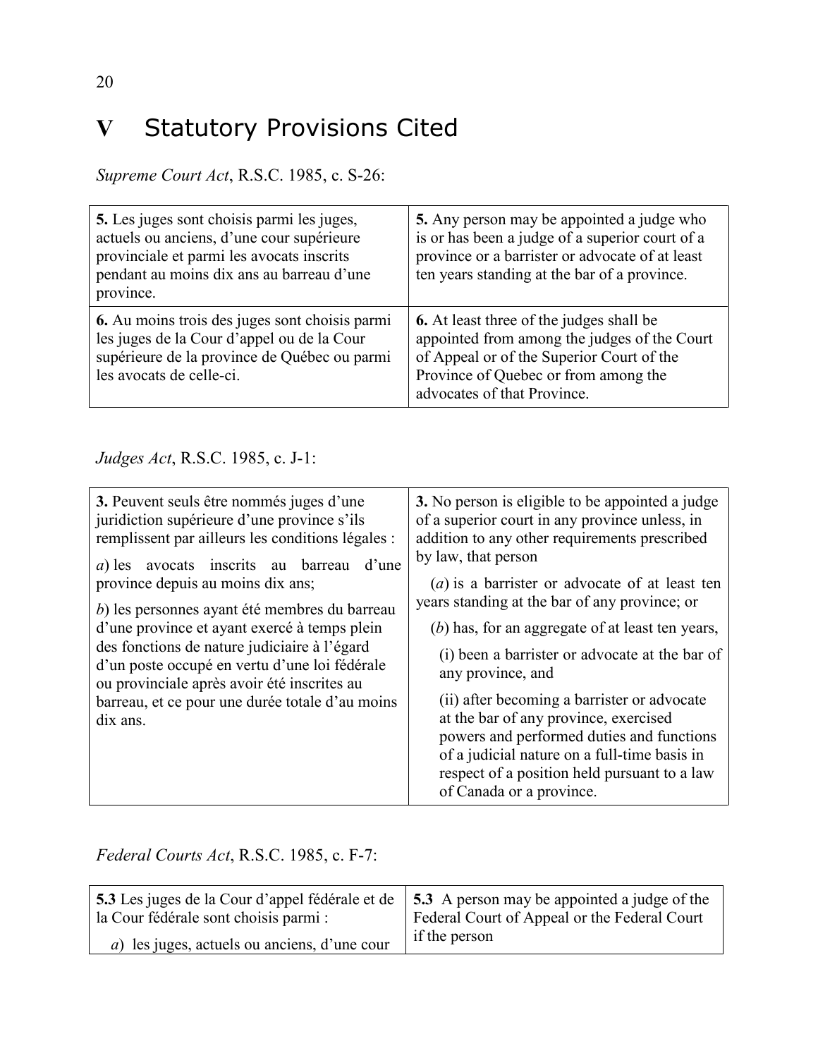# V Statutory Provisions Cited

*Supreme Court Act*, R.S.C. 1985, c. S-26:

| | |
|---|---|
| **5.** Les juges sont choisis parmi les juges, actuels ou anciens, d'une cour supérieure provinciale et parmi les avocats inscrits pendant au moins dix ans au barreau d'une province. | **5.** Any person may be appointed a judge who is or has been a judge of a superior court of a province or a barrister or advocate of at least ten years standing at the bar of a province. |
| **6.** Au moins trois des juges sont choisis parmi les juges de la Cour d'appel ou de la Cour supérieure de la province de Québec ou parmi les avocats de celle-ci. | **6.** At least three of the judges shall be appointed from among the judges of the Court of Appeal or of the Superior Court of the Province of Quebec or from among the advocates of that Province. |

*Judges Act*, R.S.C. 1985, c. J-1:

| | |
|---|---|
| **3.** Peuvent seuls être nommés juges d'une juridiction supérieure d'une province s'ils remplissent par ailleurs les conditions légales : <br> *a*) les avocats inscrits au barreau d'une province depuis au moins dix ans; <br> *b*) les personnes ayant été membres du barreau d'une province et ayant exercé à temps plein des fonctions de nature judiciaire à l'égard d'un poste occupé en vertu d'une loi fédérale ou provinciale après avoir été inscrites au barreau, et ce pour une durée totale d'au moins dix ans. | **3.** No person is eligible to be appointed a judge of a superior court in any province unless, in addition to any other requirements prescribed by law, that person <br> (*a*) is a barrister or advocate of at least ten years standing at the bar of any province; or <br> (*b*) has, for an aggregate of at least ten years, <br> (i) been a barrister or advocate at the bar of any province, and <br> (ii) after becoming a barrister or advocate at the bar of any province, exercised powers and performed duties and functions of a judicial nature on a full-time basis in respect of a position held pursuant to a law of Canada or a province. |

*Federal Courts Act*, R.S.C. 1985, c. F-7:

| | |
|---|---|
| **5.3** Les juges de la Cour d'appel fédérale et de la Cour fédérale sont choisis parmi : <br> *a*) les juges, actuels ou anciens, d'une cour | **5.3** A person may be appointed a judge of the Federal Court of Appeal or the Federal Court if the person |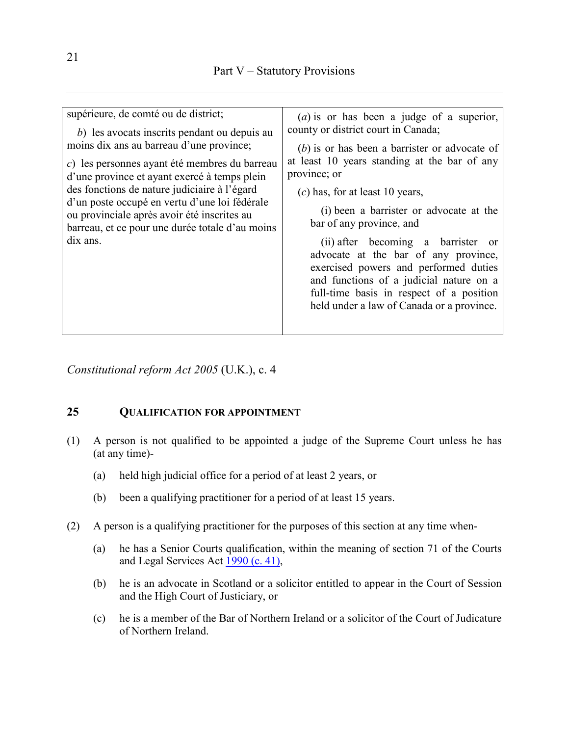| supérieure, de comté ou de district;<br><br>*b*) les avocats inscrits pendant ou depuis au moins dix ans au barreau d'une province;<br><br>*c*) les personnes ayant été membres du barreau d'une province et ayant exercé à temps plein des fonctions de nature judiciaire à l'égard d'un poste occupé en vertu d'une loi fédérale ou provinciale après avoir été inscrites au barreau, et ce pour une durée totale d'au moins dix ans. | (*a*) is or has been a judge of a superior, county or district court in Canada;<br><br>(*b*) is or has been a barrister or advocate of at least 10 years standing at the bar of any province; or<br><br>(*c*) has, for at least 10 years,<br><br>(i) been a barrister or advocate at the bar of any province, and<br><br>(ii) after becoming a barrister or advocate at the bar of any province, exercised powers and performed duties and functions of a judicial nature on a full-time basis in respect of a position held under a law of Canada or a province. |
|---|---|

*Constitutional reform Act 2005* (U.K.), c. 4

**25 QUALIFICATION FOR APPOINTMENT**

(1) A person is not qualified to be appointed a judge of the Supreme Court unless he has (at any time)-

(a) held high judicial office for a period of at least 2 years, or

(b) been a qualifying practitioner for a period of at least 15 years.

(2) A person is a qualifying practitioner for the purposes of this section at any time when-

(a) he has a Senior Courts qualification, within the meaning of section 71 of the Courts and Legal Services Act 1990 (c. 41),

(b) he is an advocate in Scotland or a solicitor entitled to appear in the Court of Session and the High Court of Justiciary, or

(c) he is a member of the Bar of Northern Ireland or a solicitor of the Court of Judicature of Northern Ireland.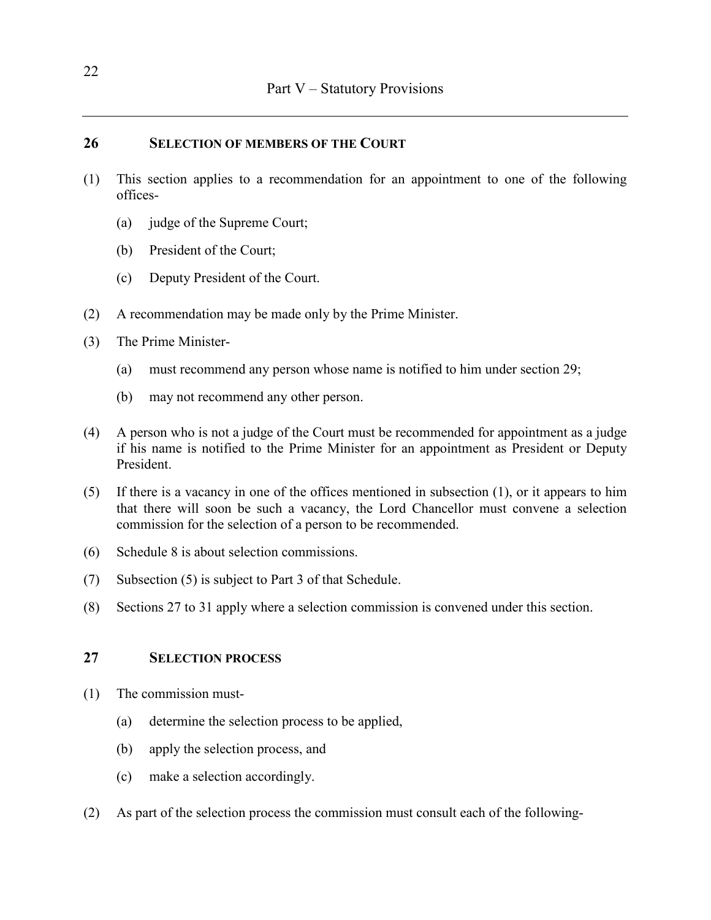## 26 SELECTION OF MEMBERS OF THE COURT

(1) This section applies to a recommendation for an appointment to one of the following offices-

- (a) judge of the Supreme Court;
- (b) President of the Court;
- (c) Deputy President of the Court.

(2) A recommendation may be made only by the Prime Minister.

(3) The Prime Minister-

- (a) must recommend any person whose name is notified to him under section 29;
- (b) may not recommend any other person.

(4) A person who is not a judge of the Court must be recommended for appointment as a judge if his name is notified to the Prime Minister for an appointment as President or Deputy President.

(5) If there is a vacancy in one of the offices mentioned in subsection (1), or it appears to him that there will soon be such a vacancy, the Lord Chancellor must convene a selection commission for the selection of a person to be recommended.

(6) Schedule 8 is about selection commissions.

(7) Subsection (5) is subject to Part 3 of that Schedule.

(8) Sections 27 to 31 apply where a selection commission is convened under this section.

## 27 SELECTION PROCESS

(1) The commission must-

- (a) determine the selection process to be applied,
- (b) apply the selection process, and
- (c) make a selection accordingly.

(2) As part of the selection process the commission must consult each of the following-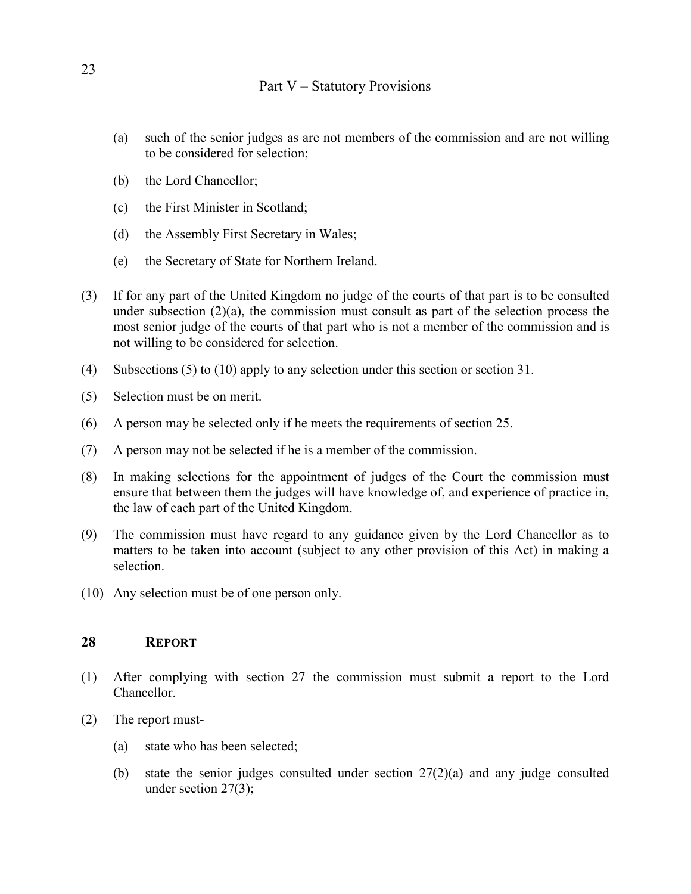(a) such of the senior judges as are not members of the commission and are not willing to be considered for selection;

(b) the Lord Chancellor;

(c) the First Minister in Scotland;

(d) the Assembly First Secretary in Wales;

(e) the Secretary of State for Northern Ireland.

(3) If for any part of the United Kingdom no judge of the courts of that part is to be consulted under subsection (2)(a), the commission must consult as part of the selection process the most senior judge of the courts of that part who is not a member of the commission and is not willing to be considered for selection.

(4) Subsections (5) to (10) apply to any selection under this section or section 31.

(5) Selection must be on merit.

(6) A person may be selected only if he meets the requirements of section 25.

(7) A person may not be selected if he is a member of the commission.

(8) In making selections for the appointment of judges of the Court the commission must ensure that between them the judges will have knowledge of, and experience of practice in, the law of each part of the United Kingdom.

(9) The commission must have regard to any guidance given by the Lord Chancellor as to matters to be taken into account (subject to any other provision of this Act) in making a selection.

(10) Any selection must be of one person only.

## 28 REPORT

(1) After complying with section 27 the commission must submit a report to the Lord Chancellor.

(2) The report must-

(a) state who has been selected;

(b) state the senior judges consulted under section 27(2)(a) and any judge consulted under section 27(3);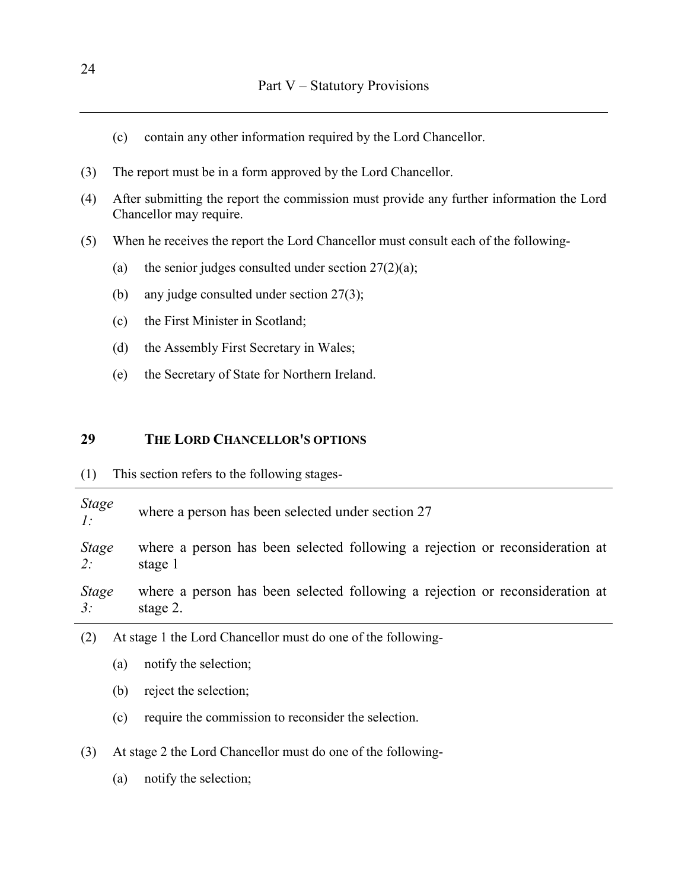(c) contain any other information required by the Lord Chancellor.

(3) The report must be in a form approved by the Lord Chancellor.

(4) After submitting the report the commission must provide any further information the Lord Chancellor may require.

(5) When he receives the report the Lord Chancellor must consult each of the following-

(a) the senior judges consulted under section 27(2)(a);

(b) any judge consulted under section 27(3);

(c) the First Minister in Scotland;

(d) the Assembly First Secretary in Wales;

(e) the Secretary of State for Northern Ireland.

## 29 THE LORD CHANCELLOR'S OPTIONS

(1) This section refers to the following stages-

| | |
|---|---|
| *Stage 1:* | where a person has been selected under section 27 |
| *Stage 2:* | where a person has been selected following a rejection or reconsideration at stage 1 |
| *Stage 3:* | where a person has been selected following a rejection or reconsideration at stage 2. |

(2) At stage 1 the Lord Chancellor must do one of the following-

(a) notify the selection;

(b) reject the selection;

(c) require the commission to reconsider the selection.

(3) At stage 2 the Lord Chancellor must do one of the following-

(a) notify the selection;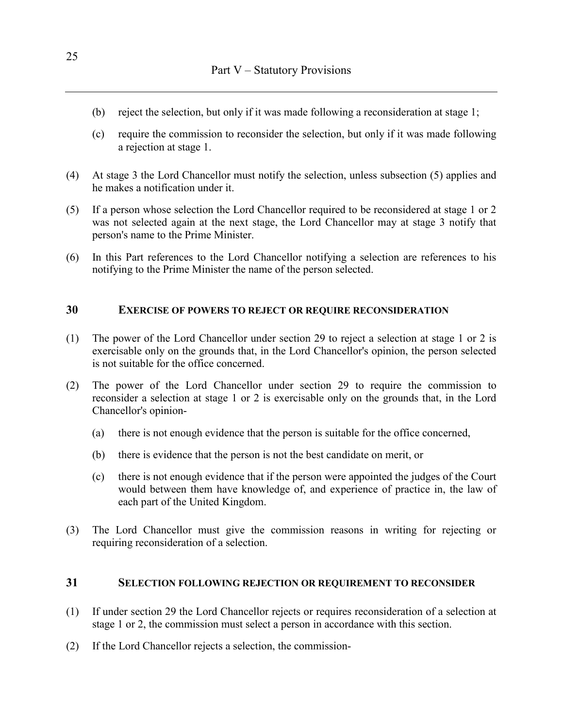(b) reject the selection, but only if it was made following a reconsideration at stage 1;

(c) require the commission to reconsider the selection, but only if it was made following a rejection at stage 1.

(4) At stage 3 the Lord Chancellor must notify the selection, unless subsection (5) applies and he makes a notification under it.

(5) If a person whose selection the Lord Chancellor required to be reconsidered at stage 1 or 2 was not selected again at the next stage, the Lord Chancellor may at stage 3 notify that person's name to the Prime Minister.

(6) In this Part references to the Lord Chancellor notifying a selection are references to his notifying to the Prime Minister the name of the person selected.

## 30 EXERCISE OF POWERS TO REJECT OR REQUIRE RECONSIDERATION

(1) The power of the Lord Chancellor under section 29 to reject a selection at stage 1 or 2 is exercisable only on the grounds that, in the Lord Chancellor's opinion, the person selected is not suitable for the office concerned.

(2) The power of the Lord Chancellor under section 29 to require the commission to reconsider a selection at stage 1 or 2 is exercisable only on the grounds that, in the Lord Chancellor's opinion-

(a) there is not enough evidence that the person is suitable for the office concerned,

(b) there is evidence that the person is not the best candidate on merit, or

(c) there is not enough evidence that if the person were appointed the judges of the Court would between them have knowledge of, and experience of practice in, the law of each part of the United Kingdom.

(3) The Lord Chancellor must give the commission reasons in writing for rejecting or requiring reconsideration of a selection.

## 31 SELECTION FOLLOWING REJECTION OR REQUIREMENT TO RECONSIDER

(1) If under section 29 the Lord Chancellor rejects or requires reconsideration of a selection at stage 1 or 2, the commission must select a person in accordance with this section.

(2) If the Lord Chancellor rejects a selection, the commission-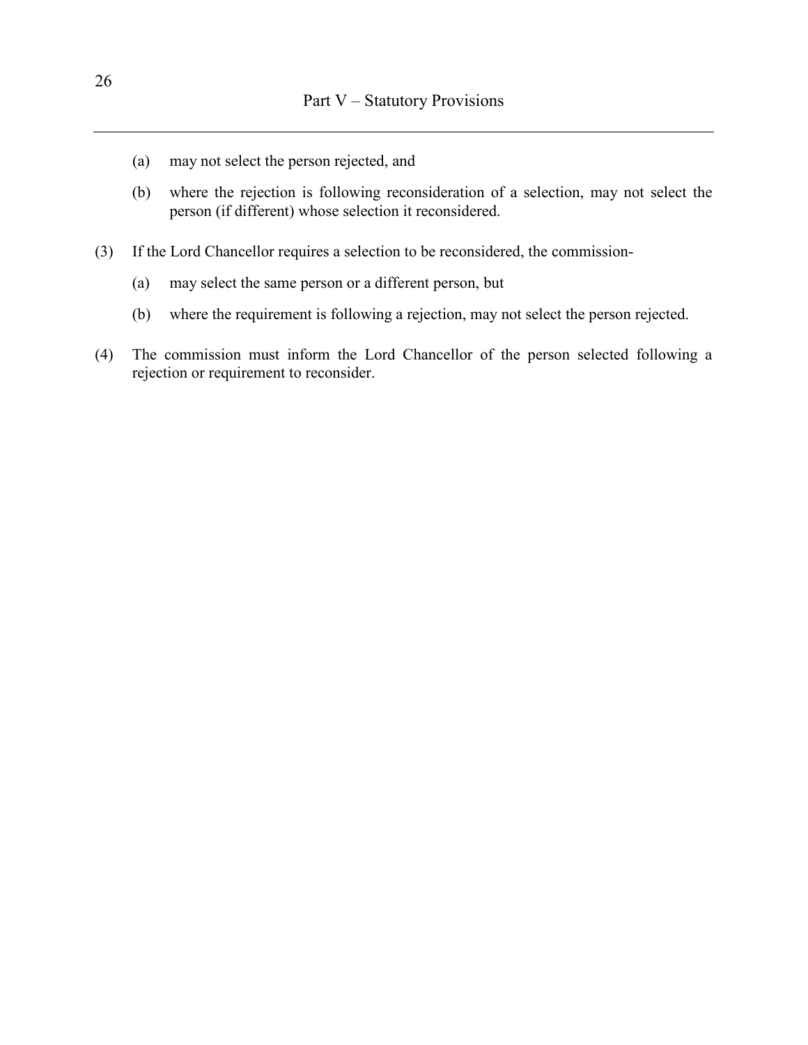(a) may not select the person rejected, and

(b) where the rejection is following reconsideration of a selection, may not select the person (if different) whose selection it reconsidered.

(3) If the Lord Chancellor requires a selection to be reconsidered, the commission-

(a) may select the same person or a different person, but

(b) where the requirement is following a rejection, may not select the person rejected.

(4) The commission must inform the Lord Chancellor of the person selected following a rejection or requirement to reconsider.